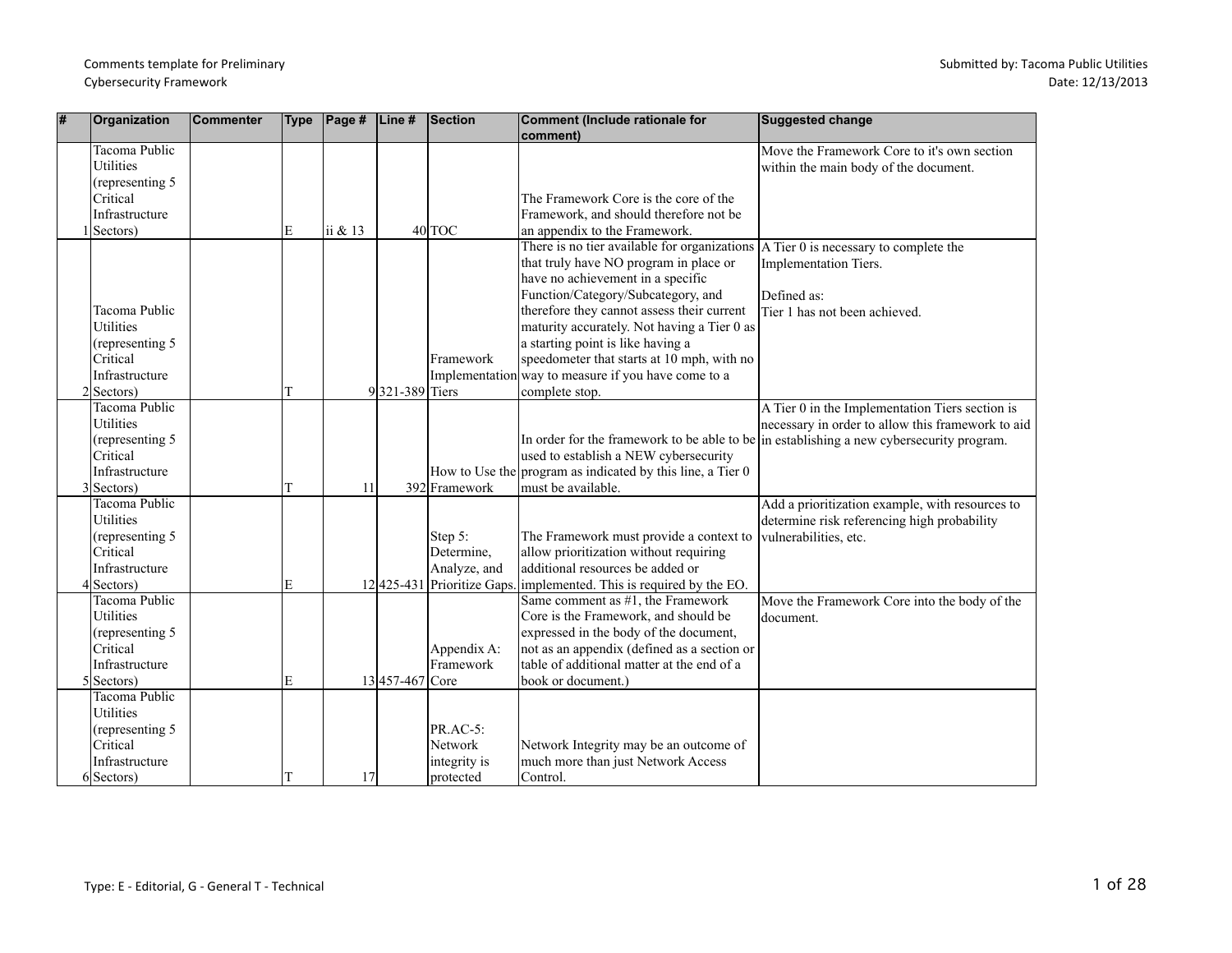Comments template for Preliminary Cybersecurity Framework

Submitted by: Tacoma Public Utilities
Date: 12/13/2013

| # | Organization | Commenter | Type | Page # | Line # | Section | Comment (Include rationale for comment) | Suggested change |
|---|---|---|---|---|---|---|---|---|
| 1 | Tacoma Public Utilities (representing 5 Critical Infrastructure Sectors) | | E | ii & 13 | 40 | TOC | The Framework Core is the core of the Framework, and should therefore not be an appendix to the Framework. | Move the Framework Core to it's own section within the main body of the document. |
| 2 | Tacoma Public Utilities (representing 5 Critical Infrastructure Sectors) | | T | 9 | 321-389 | Framework Implementation Tiers | There is no tier available for organizations that truly have NO program in place or have no achievement in a specific Function/Category/Subcategory, and therefore they cannot assess their current maturity accurately. Not having a Tier 0 as a starting point is like having a speedometer that starts at 10 mph, with no way to measure if you have come to a complete stop. | A Tier 0 is necessary to complete the Implementation Tiers.<br><br>Defined as:<br>Tier 1 has not been achieved. |
| 3 | Tacoma Public Utilities (representing 5 Critical Infrastructure Sectors) | | T | 11 | 392 | How to Use the Framework | In order for the framework to be able to be used to establish a NEW cybersecurity program as indicated by this line, a Tier 0 must be available. | A Tier 0 in the Implementation Tiers section is necessary in order to allow this framework to aid in establishing a new cybersecurity program. |
| 4 | Tacoma Public Utilities (representing 5 Critical Infrastructure Sectors) | | E | 12 | 425-431 | Step 5: Determine, Analyze, and Prioritize Gaps. | The Framework must provide a context to allow prioritization without requiring additional resources be added or implemented. This is required by the EO. | Add a prioritization example, with resources to determine risk referencing high probability vulnerabilities, etc. |
| 5 | Tacoma Public Utilities (representing 5 Critical Infrastructure Sectors) | | E | 13 | 457-467 | Appendix A: Framework Core | Same comment as #1, the Framework Core is the Framework, and should be expressed in the body of the document, not as an appendix (defined as a section or table of additional matter at the end of a book or document.) | Move the Framework Core into the body of the document. |
| 6 | Tacoma Public Utilities (representing 5 Critical Infrastructure Sectors) | | T | 17 | | PR.AC-5: Network integrity is protected | Network Integrity may be an outcome of much more than just Network Access Control. | |

Type: E - Editorial, G - General T - Technical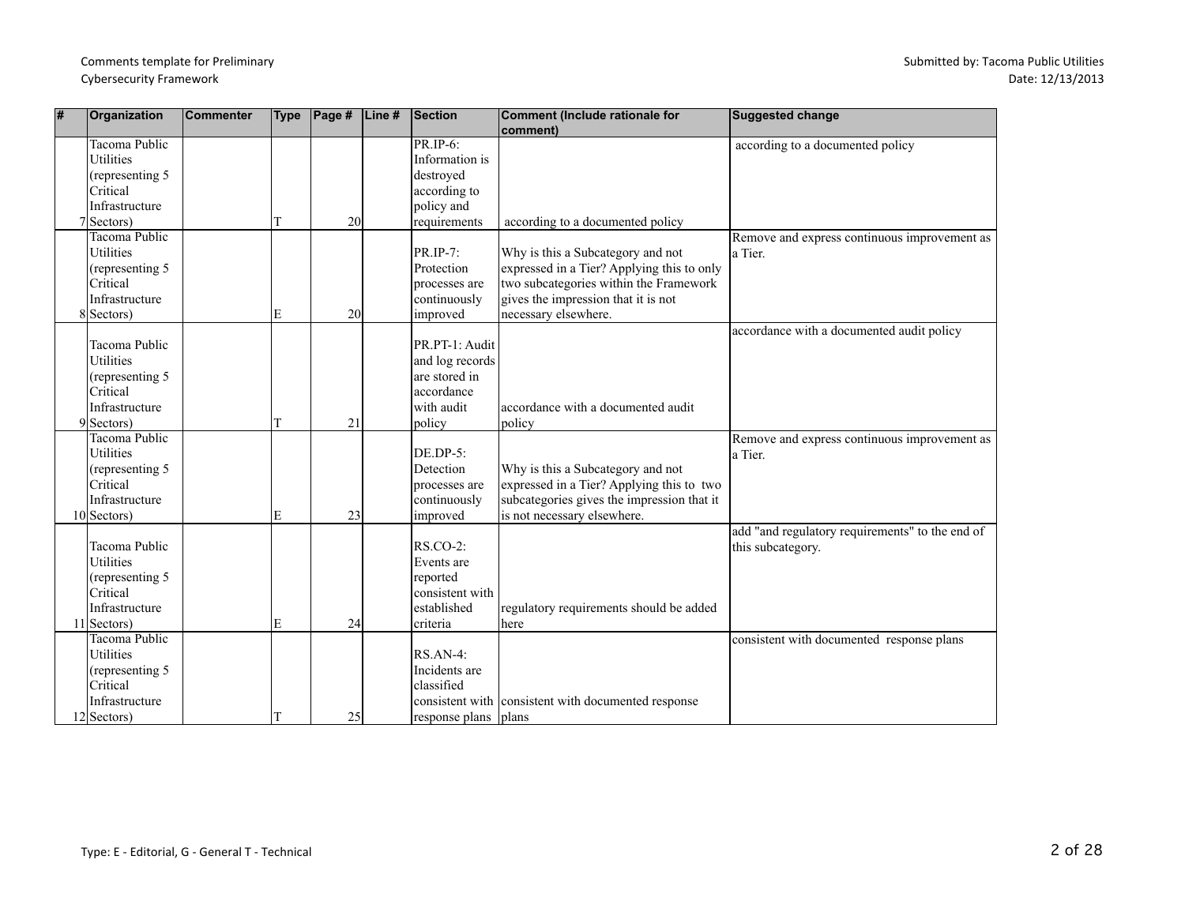| # | Organization | Commenter | Type | Page # | Line # | Section | Comment (Include rationale for comment) | Suggested change |
|---|---|---|---|---|---|---|---|---|
| 7 | Tacoma Public Utilities (representing 5 Critical Infrastructure Sectors) | | T | 20 | | PR.IP-6: Information is destroyed according to policy and requirements | according to a documented policy | according to a documented policy |
| 8 | Tacoma Public Utilities (representing 5 Critical Infrastructure Sectors) | | E | 20 | | PR.IP-7: Protection processes are continuously improved | Why is this a Subcategory and not expressed in a Tier? Applying this to only two subcategories within the Framework gives the impression that it is not necessary elsewhere. | Remove and express continuous improvement as a Tier. |
| 9 | Tacoma Public Utilities (representing 5 Critical Infrastructure Sectors) | | T | 21 | | PR.PT-1: Audit and log records are stored in accordance with audit policy | accordance with a documented audit policy | accordance with a documented audit policy |
| 10 | Tacoma Public Utilities (representing 5 Critical Infrastructure Sectors) | | E | 23 | | DE.DP-5: Detection processes are continuously improved | Why is this a Subcategory and not expressed in a Tier? Applying this to two subcategories gives the impression that it is not necessary elsewhere. | Remove and express continuous improvement as a Tier. |
| 11 | Tacoma Public Utilities (representing 5 Critical Infrastructure Sectors) | | E | 24 | | RS.CO-2: Events are reported consistent with established criteria | regulatory requirements should be added here | add "and regulatory requirements" to the end of this subcategory. |
| 12 | Tacoma Public Utilities (representing 5 Critical Infrastructure Sectors) | | T | 25 | | RS.AN-4: Incidents are classified consistent with response plans | consistent with documented response plans | consistent with documented response plans |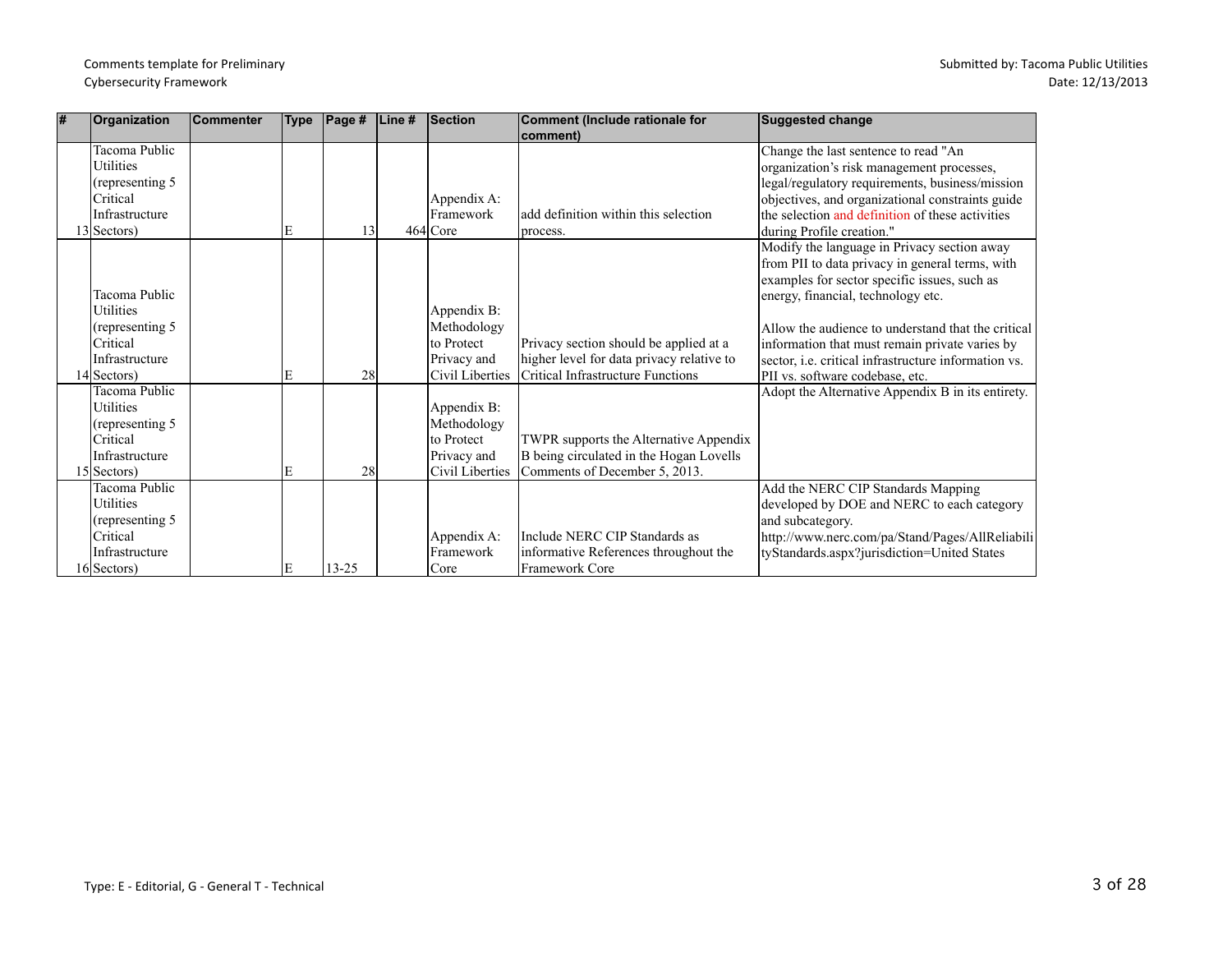| # | Organization | Commenter | Type | Page # | Line # | Section | Comment (Include rationale for comment) | Suggested change |
|---|---|---|---|---|---|---|---|---|
| 13 | Tacoma Public Utilities (representing 5 Critical Infrastructure Sectors) | | E | 13 | 464 | Appendix A: Framework Core | add definition within this selection process. | Change the last sentence to read "An organization's risk management processes, legal/regulatory requirements, business/mission objectives, and organizational constraints guide the selection and definition of these activities during Profile creation." |
| 14 | Tacoma Public Utilities (representing 5 Critical Infrastructure Sectors) | | E | 28 | | Appendix B: Methodology to Protect Privacy and Civil Liberties | Privacy section should be applied at a higher level for data privacy relative to Critical Infrastructure Functions | Modify the language in Privacy section away from PII to data privacy in general terms, with examples for sector specific issues, such as energy, financial, technology etc.<br><br>Allow the audience to understand that the critical information that must remain private varies by sector, i.e. critical infrastructure information vs. PII vs. software codebase, etc. |
| 15 | Tacoma Public Utilities (representing 5 Critical Infrastructure Sectors) | | E | 28 | | Appendix B: Methodology to Protect Privacy and Civil Liberties | TWPR supports the Alternative Appendix B being circulated in the Hogan Lovells Comments of December 5, 2013. | Adopt the Alternative Appendix B in its entirety. |
| 16 | Tacoma Public Utilities (representing 5 Critical Infrastructure Sectors) | | E | 13-25 | | Appendix A: Framework Core | Include NERC CIP Standards as informative References throughout the Framework Core | Add the NERC CIP Standards Mapping developed by DOE and NERC to each category and subcategory. http://www.nerc.com/pa/Stand/Pages/AllReliabilityStandards.aspx?jurisdiction=United States |

Type: E - Editorial, G - General T - Technical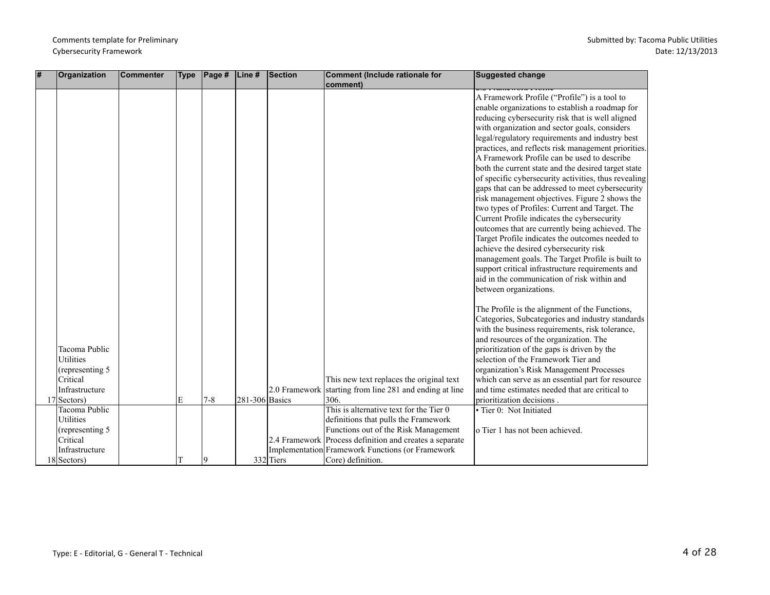| # | Organization | Commenter | Type | Page # | Line # | Section | Comment (Include rationale for comment) | Suggested change |
|---|---|---|---|---|---|---|---|---|
| 17 | Tacoma Public Utilities (representing 5 Critical Infrastructure Sectors) | | E | 7-8 | 281-306 | 2.0 Framework Basics | This new text replaces the original text starting from line 281 and ending at line 306. | 2.2 Framework Profile<br>A Framework Profile ("Profile") is a tool to enable organizations to establish a roadmap for reducing cybersecurity risk that is well aligned with organization and sector goals, considers legal/regulatory requirements and industry best practices, and reflects risk management priorities. A Framework Profile can be used to describe both the current state and the desired target state of specific cybersecurity activities, thus revealing gaps that can be addressed to meet cybersecurity risk management objectives. Figure 2 shows the two types of Profiles: Current and Target. The Current Profile indicates the cybersecurity outcomes that are currently being achieved. The Target Profile indicates the outcomes needed to achieve the desired cybersecurity risk management goals. The Target Profile is built to support critical infrastructure requirements and aid in the communication of risk within and between organizations.<br><br>The Profile is the alignment of the Functions, Categories, Subcategories and industry standards with the business requirements, risk tolerance, and resources of the organization. The prioritization of the gaps is driven by the selection of the Framework Tier and organization's Risk Management Processes which can serve as an essential part for resource and time estimates needed that are critical to prioritization decisions . |
| 18 | Tacoma Public Utilities (representing 5 Critical Infrastructure Sectors) | | T | 9 | 332 | 2.4 Framework Implementation Tiers | This is alternative text for the Tier 0 definitions that pulls the Framework Functions out of the Risk Management Process definition and creates a separate Framework Functions (or Framework Core) definition. | • Tier 0: Not Initiated<br><br>o Tier 1 has not been achieved. |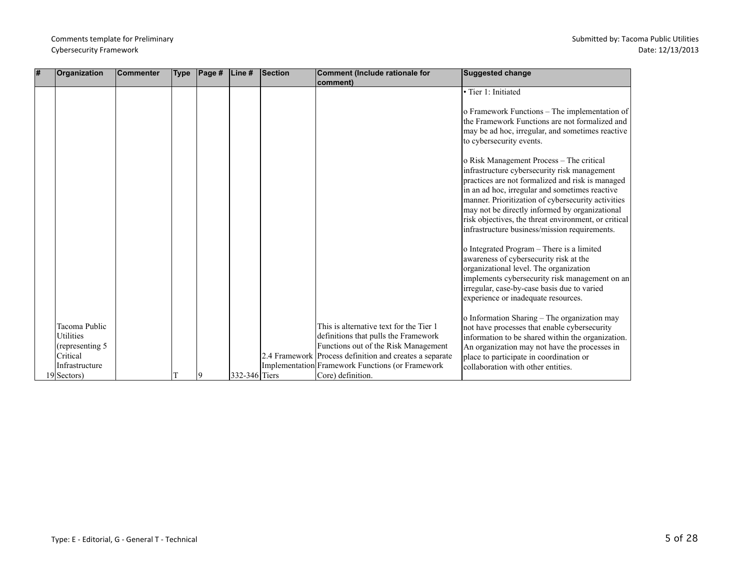| # | Organization | Commenter | Type | Page # | Line # | Section | Comment (Include rationale for comment) | Suggested change |
|---|---|---|---|---|---|---|---|---|
| 19 | Tacoma Public Utilities (representing 5 Critical Infrastructure Sectors) | | T | 9 | 332-346 | 2.4 Framework Implementation Tiers | This is alternative text for the Tier 1 definitions that pulls the Framework Functions out of the Risk Management Process definition and creates a separate Framework Functions (or Framework Core) definition. | • Tier 1: Initiated<br><br>o Framework Functions – The implementation of the Framework Functions are not formalized and may be ad hoc, irregular, and sometimes reactive to cybersecurity events.<br><br>o Risk Management Process – The critical infrastructure cybersecurity risk management practices are not formalized and risk is managed in an ad hoc, irregular and sometimes reactive manner. Prioritization of cybersecurity activities may not be directly informed by organizational risk objectives, the threat environment, or critical infrastructure business/mission requirements.<br><br>o Integrated Program – There is a limited awareness of cybersecurity risk at the organizational level. The organization implements cybersecurity risk management on an irregular, case-by-case basis due to varied experience or inadequate resources.<br><br>o Information Sharing – The organization may not have processes that enable cybersecurity information to be shared within the organization. An organization may not have the processes in place to participate in coordination or collaboration with other entities. |

Type: E - Editorial, G - General T - Technical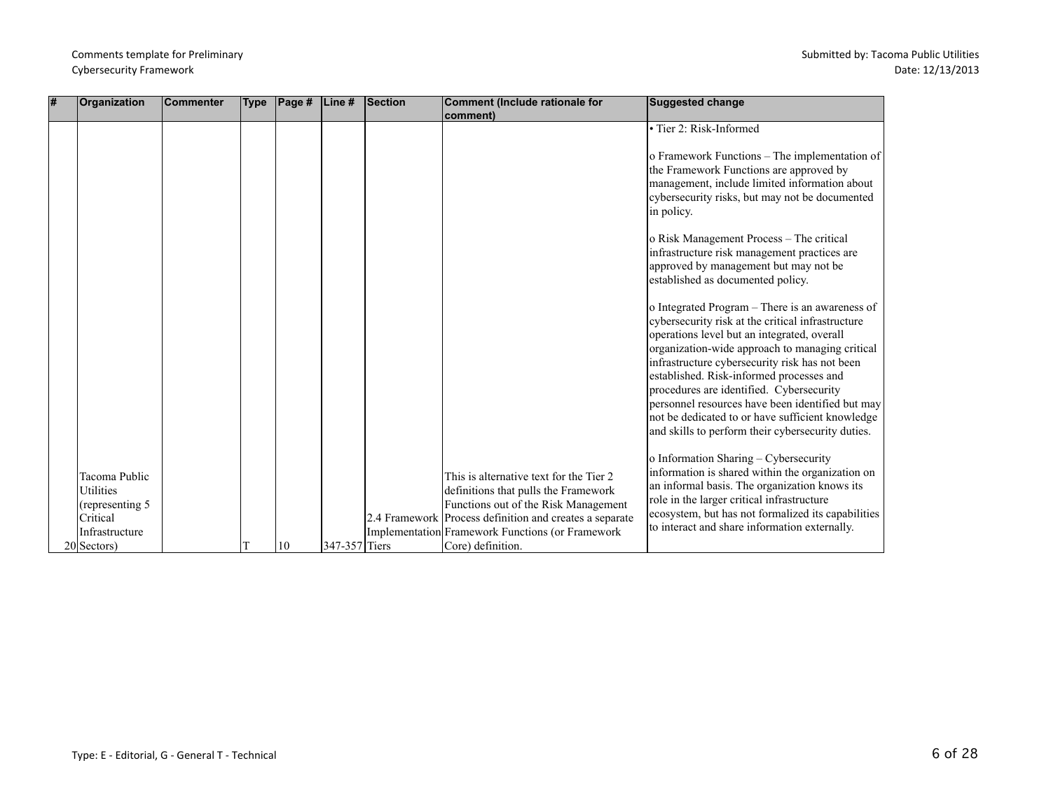| # | Organization | Commenter | Type | Page # | Line # | Section | Comment (Include rationale for comment) | Suggested change |
|---|---|---|---|---|---|---|---|---|
| 20 | Tacoma Public Utilities (representing 5 Critical Infrastructure Sectors) | | T | 10 | 347-357 | 2.4 Framework Implementation Tiers | This is alternative text for the Tier 2 definitions that pulls the Framework Functions out of the Risk Management Process definition and creates a separate Framework Functions (or Framework Core) definition. | • Tier 2: Risk-Informed<br><br>o Framework Functions – The implementation of the Framework Functions are approved by management, include limited information about cybersecurity risks, but may not be documented in policy.<br><br>o Risk Management Process – The critical infrastructure risk management practices are approved by management but may not be established as documented policy.<br><br>o Integrated Program – There is an awareness of cybersecurity risk at the critical infrastructure operations level but an integrated, overall organization-wide approach to managing critical infrastructure cybersecurity risk has not been established. Risk-informed processes and procedures are identified. Cybersecurity personnel resources have been identified but may not be dedicated to or have sufficient knowledge and skills to perform their cybersecurity duties.<br><br>o Information Sharing – Cybersecurity information is shared within the organization on an informal basis. The organization knows its role in the larger critical infrastructure ecosystem, but has not formalized its capabilities to interact and share information externally. |

Type: E - Editorial, G - General T - Technical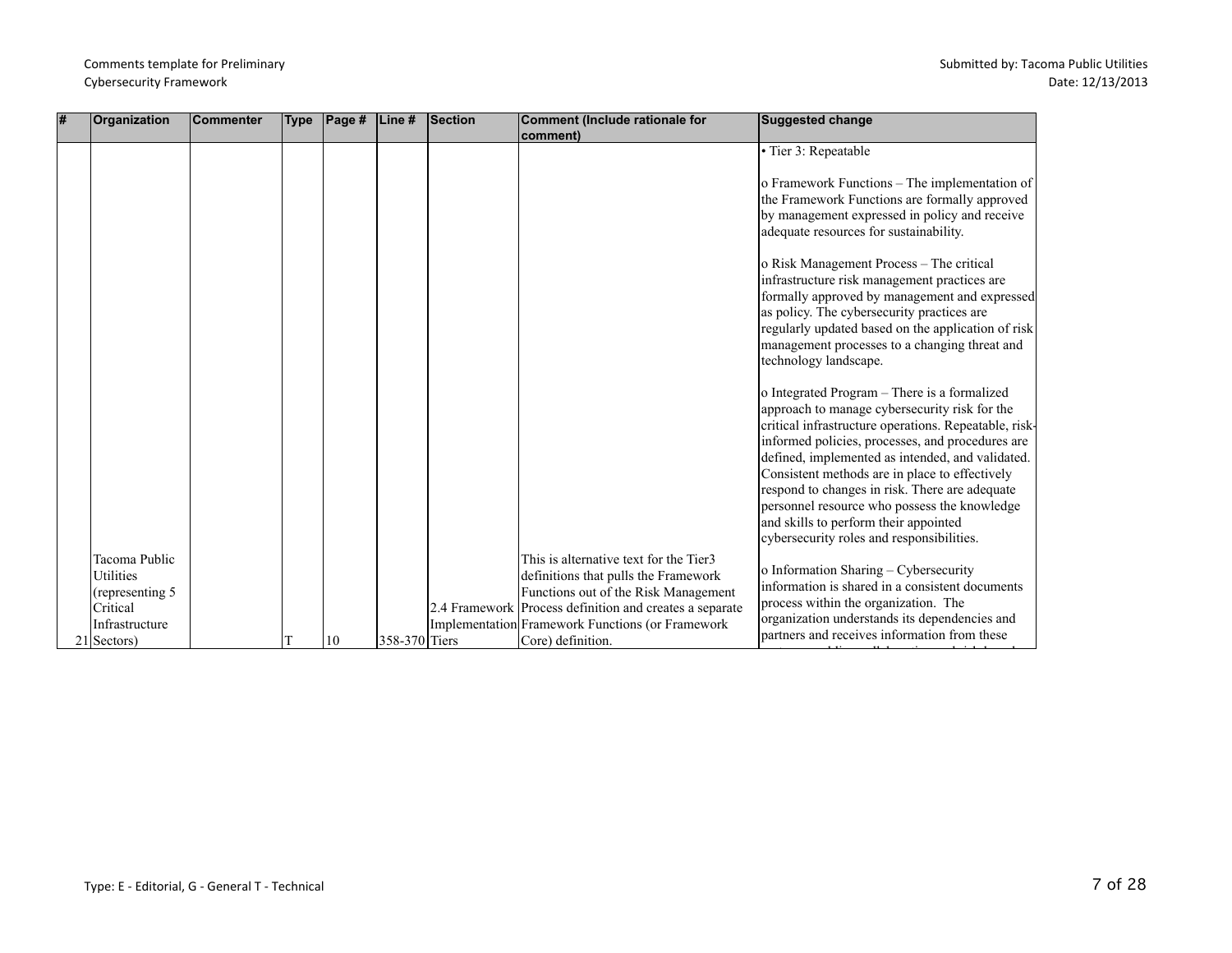| # | Organization | Commenter | Type | Page # | Line # | Section | Comment (Include rationale for comment) | Suggested change |
|---|---|---|---|---|---|---|---|---|
| 21 | Tacoma Public Utilities (representing 5 Critical Infrastructure Sectors) | | T | 10 | 358-370 | 2.4 Framework Implementation Tiers | This is alternative text for the Tier3 definitions that pulls the Framework Functions out of the Risk Management Process definition and creates a separate Framework Functions (or Framework Core) definition. | • Tier 3: Repeatable<br><br>o Framework Functions – The implementation of the Framework Functions are formally approved by management expressed in policy and receive adequate resources for sustainability.<br><br>o Risk Management Process – The critical infrastructure risk management practices are formally approved by management and expressed as policy. The cybersecurity practices are regularly updated based on the application of risk management processes to a changing threat and technology landscape.<br><br>o Integrated Program – There is a formalized approach to manage cybersecurity risk for the critical infrastructure operations. Repeatable, risk-informed policies, processes, and procedures are defined, implemented as intended, and validated. Consistent methods are in place to effectively respond to changes in risk. There are adequate personnel resource who possess the knowledge and skills to perform their appointed cybersecurity roles and responsibilities.<br><br>o Information Sharing – Cybersecurity information is shared in a consistent documents process within the organization. The organization understands its dependencies and partners and receives information from these |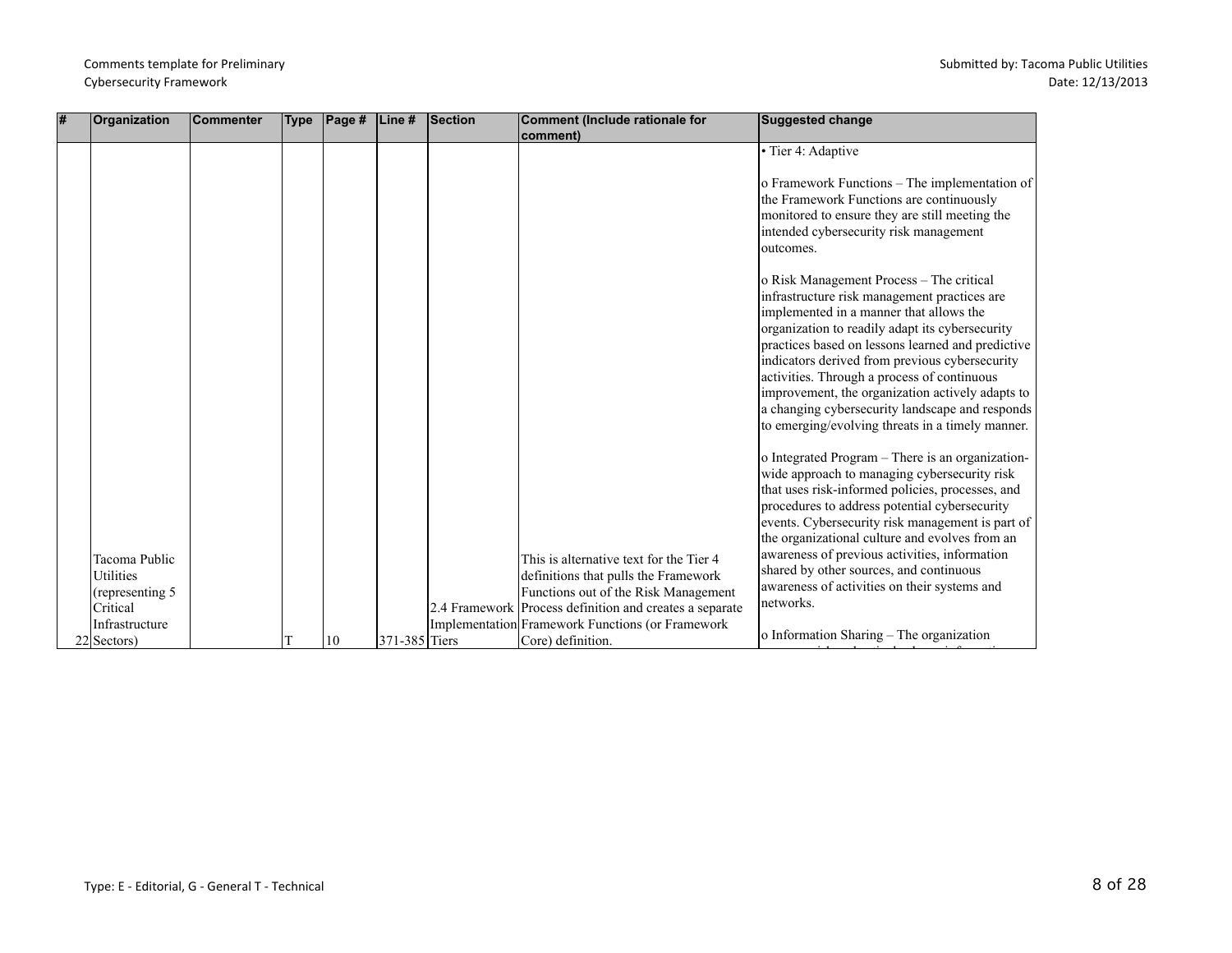| # | Organization | Commenter | Type | Page # | Line # | Section | Comment (Include rationale for comment) | Suggested change |
|---|---|---|---|---|---|---|---|---|
| 22 | Tacoma Public Utilities (representing 5 Critical Infrastructure Sectors) | | T | 10 | 371-385 | 2.4 Framework Implementation Tiers | This is alternative text for the Tier 4 definitions that pulls the Framework Functions out of the Risk Management Process definition and creates a separate Framework Functions (or Framework Core) definition. | • Tier 4: Adaptive<br><br>o Framework Functions – The implementation of the Framework Functions are continuously monitored to ensure they are still meeting the intended cybersecurity risk management outcomes.<br><br>o Risk Management Process – The critical infrastructure risk management practices are implemented in a manner that allows the organization to readily adapt its cybersecurity practices based on lessons learned and predictive indicators derived from previous cybersecurity activities. Through a process of continuous improvement, the organization actively adapts to a changing cybersecurity landscape and responds to emerging/evolving threats in a timely manner.<br><br>o Integrated Program – There is an organization-wide approach to managing cybersecurity risk that uses risk-informed policies, processes, and procedures to address potential cybersecurity events. Cybersecurity risk management is part of the organizational culture and evolves from an awareness of previous activities, information shared by other sources, and continuous awareness of activities on their systems and networks.<br><br>o Information Sharing – The organization |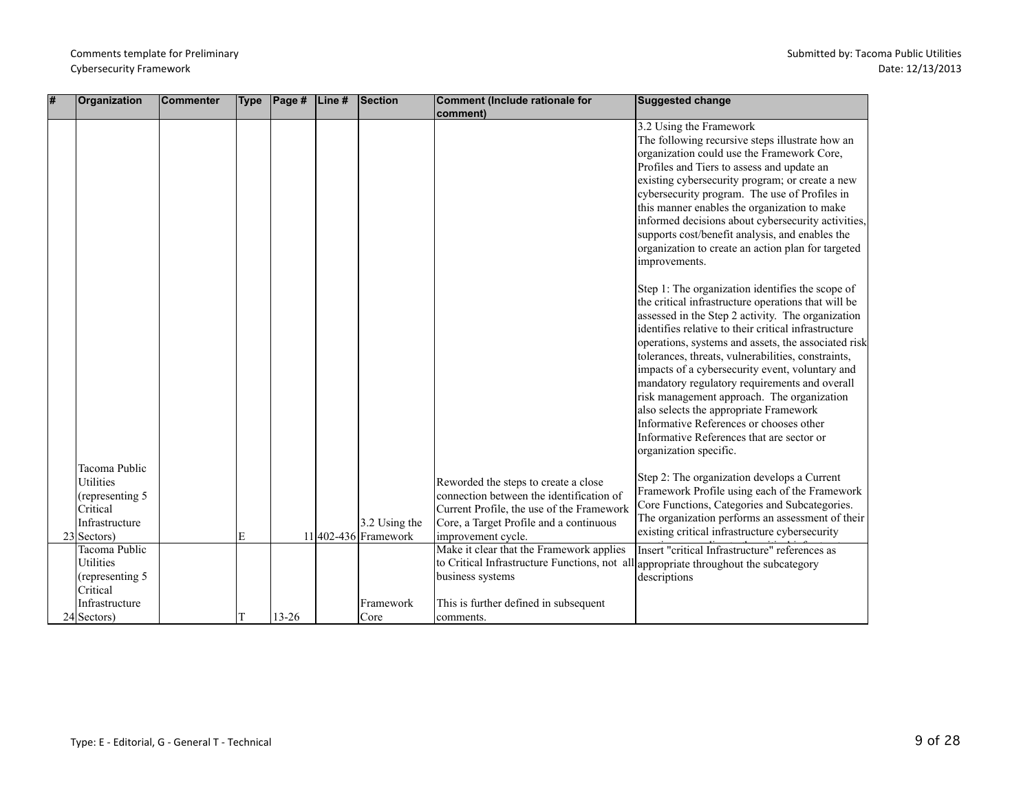| # | Organization | Commenter | Type | Page # | Line # | Section | Comment (Include rationale for comment) | Suggested change |
|---|---|---|---|---|---|---|---|---|
| 23 | Tacoma Public Utilities (representing 5 Critical Infrastructure Sectors) | | E | 11 | 402-436 | 3.2 Using the Framework | Reworded the steps to create a close connection between the identification of Current Profile, the use of the Framework Core, a Target Profile and a continuous improvement cycle. | 3.2 Using the Framework<br>The following recursive steps illustrate how an organization could use the Framework Core, Profiles and Tiers to assess and update an existing cybersecurity program; or create a new cybersecurity program. The use of Profiles in this manner enables the organization to make informed decisions about cybersecurity activities, supports cost/benefit analysis, and enables the organization to create an action plan for targeted improvements.<br><br>Step 1: The organization identifies the scope of the critical infrastructure operations that will be assessed in the Step 2 activity. The organization identifies relative to their critical infrastructure operations, systems and assets, the associated risk tolerances, threats, vulnerabilities, constraints, impacts of a cybersecurity event, voluntary and mandatory regulatory requirements and overall risk management approach. The organization also selects the appropriate Framework Informative References or chooses other Informative References that are sector or organization specific.<br><br>Step 2: The organization develops a Current Framework Profile using each of the Framework Core Functions, Categories and Subcategories. The organization performs an assessment of their existing critical infrastructure cybersecurity |
| 24 | Tacoma Public Utilities (representing 5 Critical Infrastructure Sectors) | | T | 13-26 | | Framework Core | Make it clear that the Framework applies to Critical Infrastructure Functions, not all business systems<br><br>This is further defined in subsequent comments. | Insert "critical Infrastructure" references as appropriate throughout the subcategory descriptions |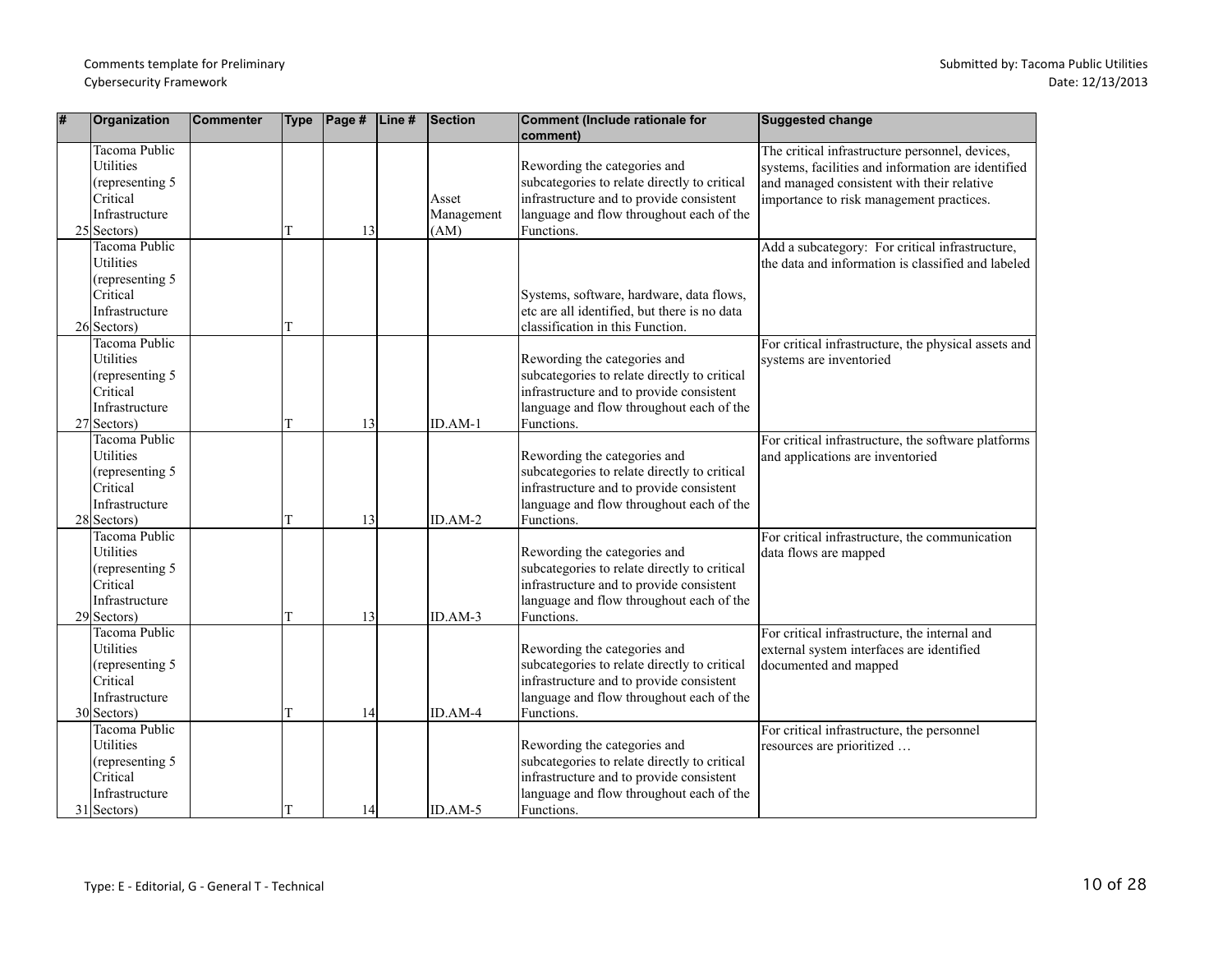| # | Organization | Commenter | Type | Page # | Line # | Section | Comment (Include rationale for comment) | Suggested change |
|---|---|---|---|---|---|---|---|---|
| 25 | Tacoma Public Utilities (representing 5 Critical Infrastructure Sectors) | | T | 13 | | Asset Management (AM) | Rewording the categories and subcategories to relate directly to critical infrastructure and to provide consistent language and flow throughout each of the Functions. | The critical infrastructure personnel, devices, systems, facilities and information are identified and managed consistent with their relative importance to risk management practices. |
| 26 | Tacoma Public Utilities (representing 5 Critical Infrastructure Sectors) | | T | | | | Systems, software, hardware, data flows, etc are all identified, but there is no data classification in this Function. | Add a subcategory: For critical infrastructure, the data and information is classified and labeled |
| 27 | Tacoma Public Utilities (representing 5 Critical Infrastructure Sectors) | | T | 13 | | ID.AM-1 | Rewording the categories and subcategories to relate directly to critical infrastructure and to provide consistent language and flow throughout each of the Functions. | For critical infrastructure, the physical assets and systems are inventoried |
| 28 | Tacoma Public Utilities (representing 5 Critical Infrastructure Sectors) | | T | 13 | | ID.AM-2 | Rewording the categories and subcategories to relate directly to critical infrastructure and to provide consistent language and flow throughout each of the Functions. | For critical infrastructure, the software platforms and applications are inventoried |
| 29 | Tacoma Public Utilities (representing 5 Critical Infrastructure Sectors) | | T | 13 | | ID.AM-3 | Rewording the categories and subcategories to relate directly to critical infrastructure and to provide consistent language and flow throughout each of the Functions. | For critical infrastructure, the communication data flows are mapped |
| 30 | Tacoma Public Utilities (representing 5 Critical Infrastructure Sectors) | | T | 14 | | ID.AM-4 | Rewording the categories and subcategories to relate directly to critical infrastructure and to provide consistent language and flow throughout each of the Functions. | For critical infrastructure, the internal and external system interfaces are identified documented and mapped |
| 31 | Tacoma Public Utilities (representing 5 Critical Infrastructure Sectors) | | T | 14 | | ID.AM-5 | Rewording the categories and subcategories to relate directly to critical infrastructure and to provide consistent language and flow throughout each of the Functions. | For critical infrastructure, the personnel resources are prioritized … |

Type: E - Editorial, G - General T - Technical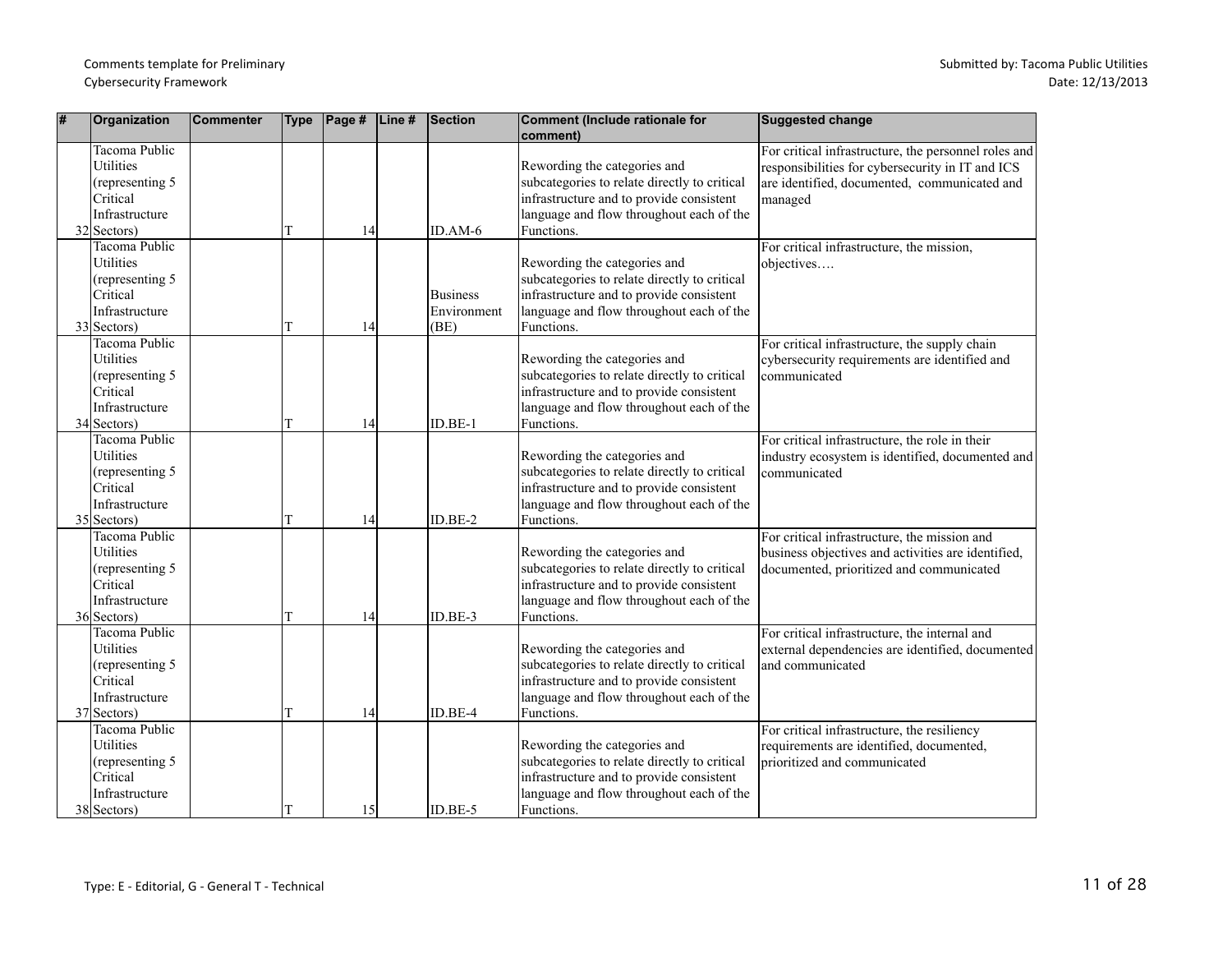Comments template for Preliminary Cybersecurity Framework

Submitted by: Tacoma Public Utilities
Date: 12/13/2013

| # | Organization | Commenter | Type | Page # | Line # | Section | Comment (Include rationale for comment) | Suggested change |
|---|---|---|---|---|---|---|---|---|
| 32 | Tacoma Public Utilities (representing 5 Critical Infrastructure Sectors) | | T | 14 | | ID.AM-6 | Rewording the categories and subcategories to relate directly to critical infrastructure and to provide consistent language and flow throughout each of the Functions. | For critical infrastructure, the personnel roles and responsibilities for cybersecurity in IT and ICS are identified, documented, communicated and managed |
| 33 | Tacoma Public Utilities (representing 5 Critical Infrastructure Sectors) | | T | 14 | | Business Environment (BE) | Rewording the categories and subcategories to relate directly to critical infrastructure and to provide consistent language and flow throughout each of the Functions. | For critical infrastructure, the mission, objectives…. |
| 34 | Tacoma Public Utilities (representing 5 Critical Infrastructure Sectors) | | T | 14 | | ID.BE-1 | Rewording the categories and subcategories to relate directly to critical infrastructure and to provide consistent language and flow throughout each of the Functions. | For critical infrastructure, the supply chain cybersecurity requirements are identified and communicated |
| 35 | Tacoma Public Utilities (representing 5 Critical Infrastructure Sectors) | | T | 14 | | ID.BE-2 | Rewording the categories and subcategories to relate directly to critical infrastructure and to provide consistent language and flow throughout each of the Functions. | For critical infrastructure, the role in their industry ecosystem is identified, documented and communicated |
| 36 | Tacoma Public Utilities (representing 5 Critical Infrastructure Sectors) | | T | 14 | | ID.BE-3 | Rewording the categories and subcategories to relate directly to critical infrastructure and to provide consistent language and flow throughout each of the Functions. | For critical infrastructure, the mission and business objectives and activities are identified, documented, prioritized and communicated |
| 37 | Tacoma Public Utilities (representing 5 Critical Infrastructure Sectors) | | T | 14 | | ID.BE-4 | Rewording the categories and subcategories to relate directly to critical infrastructure and to provide consistent language and flow throughout each of the Functions. | For critical infrastructure, the internal and external dependencies are identified, documented and communicated |
| 38 | Tacoma Public Utilities (representing 5 Critical Infrastructure Sectors) | | T | 15 | | ID.BE-5 | Rewording the categories and subcategories to relate directly to critical infrastructure and to provide consistent language and flow throughout each of the Functions. | For critical infrastructure, the resiliency requirements are identified, documented, prioritized and communicated |

Type: E - Editorial, G - General T - Technical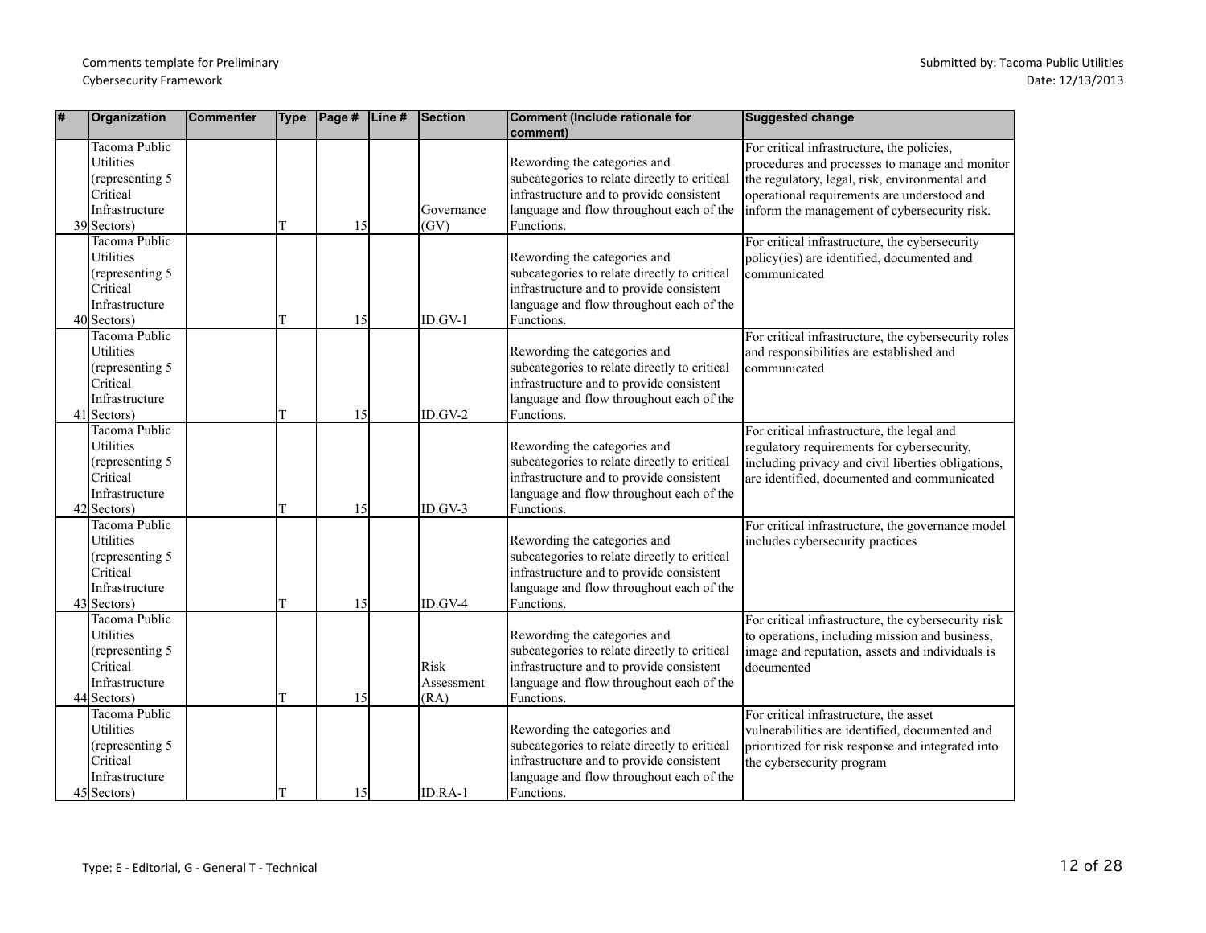Comments template for Preliminary Cybersecurity Framework

Submitted by: Tacoma Public Utilities
Date: 12/13/2013

| # | Organization | Commenter | Type | Page # | Line # | Section | Comment (Include rationale for comment) | Suggested change |
|---|---|---|---|---|---|---|---|---|
| 39 | Tacoma Public Utilities (representing 5 Critical Infrastructure Sectors) | | T | 15 | | Governance (GV) | Rewording the categories and subcategories to relate directly to critical infrastructure and to provide consistent language and flow throughout each of the Functions. | For critical infrastructure, the policies, procedures and processes to manage and monitor the regulatory, legal, risk, environmental and operational requirements are understood and inform the management of cybersecurity risk. |
| 40 | Tacoma Public Utilities (representing 5 Critical Infrastructure Sectors) | | T | 15 | | ID.GV-1 | Rewording the categories and subcategories to relate directly to critical infrastructure and to provide consistent language and flow throughout each of the Functions. | For critical infrastructure, the cybersecurity policy(ies) are identified, documented and communicated |
| 41 | Tacoma Public Utilities (representing 5 Critical Infrastructure Sectors) | | T | 15 | | ID.GV-2 | Rewording the categories and subcategories to relate directly to critical infrastructure and to provide consistent language and flow throughout each of the Functions. | For critical infrastructure, the cybersecurity roles and responsibilities are established and communicated |
| 42 | Tacoma Public Utilities (representing 5 Critical Infrastructure Sectors) | | T | 15 | | ID.GV-3 | Rewording the categories and subcategories to relate directly to critical infrastructure and to provide consistent language and flow throughout each of the Functions. | For critical infrastructure, the legal and regulatory requirements for cybersecurity, including privacy and civil liberties obligations, are identified, documented and communicated |
| 43 | Tacoma Public Utilities (representing 5 Critical Infrastructure Sectors) | | T | 15 | | ID.GV-4 | Rewording the categories and subcategories to relate directly to critical infrastructure and to provide consistent language and flow throughout each of the Functions. | For critical infrastructure, the governance model includes cybersecurity practices |
| 44 | Tacoma Public Utilities (representing 5 Critical Infrastructure Sectors) | | T | 15 | | Risk Assessment (RA) | Rewording the categories and subcategories to relate directly to critical infrastructure and to provide consistent language and flow throughout each of the Functions. | For critical infrastructure, the cybersecurity risk to operations, including mission and business, image and reputation, assets and individuals is documented |
| 45 | Tacoma Public Utilities (representing 5 Critical Infrastructure Sectors) | | T | 15 | | ID.RA-1 | Rewording the categories and subcategories to relate directly to critical infrastructure and to provide consistent language and flow throughout each of the Functions. | For critical infrastructure, the asset vulnerabilities are identified, documented and prioritized for risk response and integrated into the cybersecurity program |

Type: E - Editorial, G - General T - Technical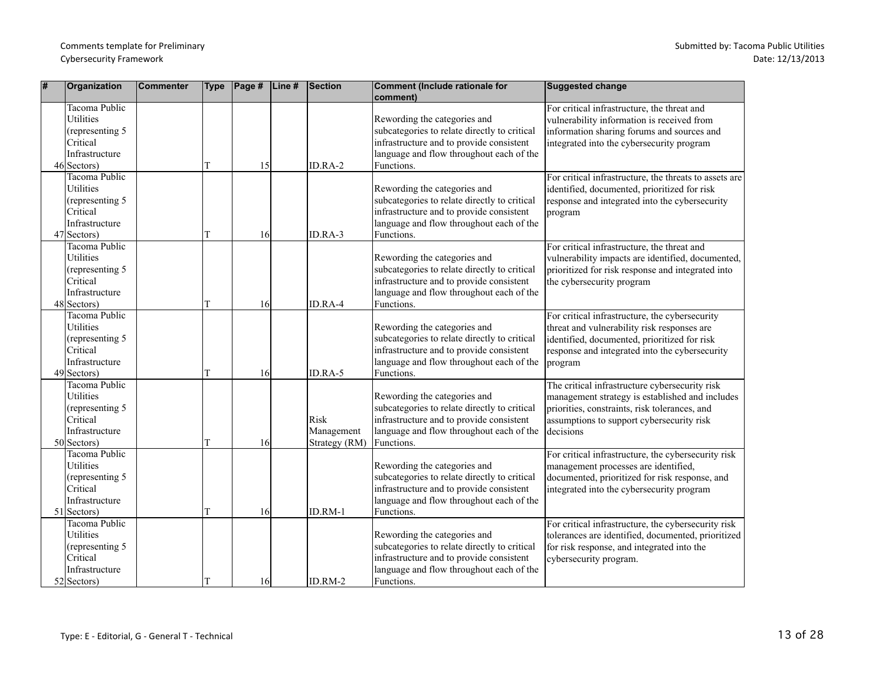| # | Organization | Commenter | Type | Page # | Line # | Section | Comment (Include rationale for comment) | Suggested change |
|---|---|---|---|---|---|---|---|---|
| 46 | Tacoma Public Utilities (representing 5 Critical Infrastructure Sectors) | | T | 15 | | ID.RA-2 | Rewording the categories and subcategories to relate directly to critical infrastructure and to provide consistent language and flow throughout each of the Functions. | For critical infrastructure, the threat and vulnerability information is received from information sharing forums and sources and integrated into the cybersecurity program |
| 47 | Tacoma Public Utilities (representing 5 Critical Infrastructure Sectors) | | T | 16 | | ID.RA-3 | Rewording the categories and subcategories to relate directly to critical infrastructure and to provide consistent language and flow throughout each of the Functions. | For critical infrastructure, the threats to assets are identified, documented, prioritized for risk response and integrated into the cybersecurity program |
| 48 | Tacoma Public Utilities (representing 5 Critical Infrastructure Sectors) | | T | 16 | | ID.RA-4 | Rewording the categories and subcategories to relate directly to critical infrastructure and to provide consistent language and flow throughout each of the Functions. | For critical infrastructure, the threat and vulnerability impacts are identified, documented, prioritized for risk response and integrated into the cybersecurity program |
| 49 | Tacoma Public Utilities (representing 5 Critical Infrastructure Sectors) | | T | 16 | | ID.RA-5 | Rewording the categories and subcategories to relate directly to critical infrastructure and to provide consistent language and flow throughout each of the Functions. | For critical infrastructure, the cybersecurity threat and vulnerability risk responses are identified, documented, prioritized for risk response and integrated into the cybersecurity program |
| 50 | Tacoma Public Utilities (representing 5 Critical Infrastructure Sectors) | | T | 16 | | Risk Management Strategy (RM) | Rewording the categories and subcategories to relate directly to critical infrastructure and to provide consistent language and flow throughout each of the Functions. | The critical infrastructure cybersecurity risk management strategy is established and includes priorities, constraints, risk tolerances, and assumptions to support cybersecurity risk decisions |
| 51 | Tacoma Public Utilities (representing 5 Critical Infrastructure Sectors) | | T | 16 | | ID.RM-1 | Rewording the categories and subcategories to relate directly to critical infrastructure and to provide consistent language and flow throughout each of the Functions. | For critical infrastructure, the cybersecurity risk management processes are identified, documented, prioritized for risk response, and integrated into the cybersecurity program |
| 52 | Tacoma Public Utilities (representing 5 Critical Infrastructure Sectors) | | T | 16 | | ID.RM-2 | Rewording the categories and subcategories to relate directly to critical infrastructure and to provide consistent language and flow throughout each of the Functions. | For critical infrastructure, the cybersecurity risk tolerances are identified, documented, prioritized for risk response, and integrated into the cybersecurity program. |

Type: E - Editorial, G - General T - Technical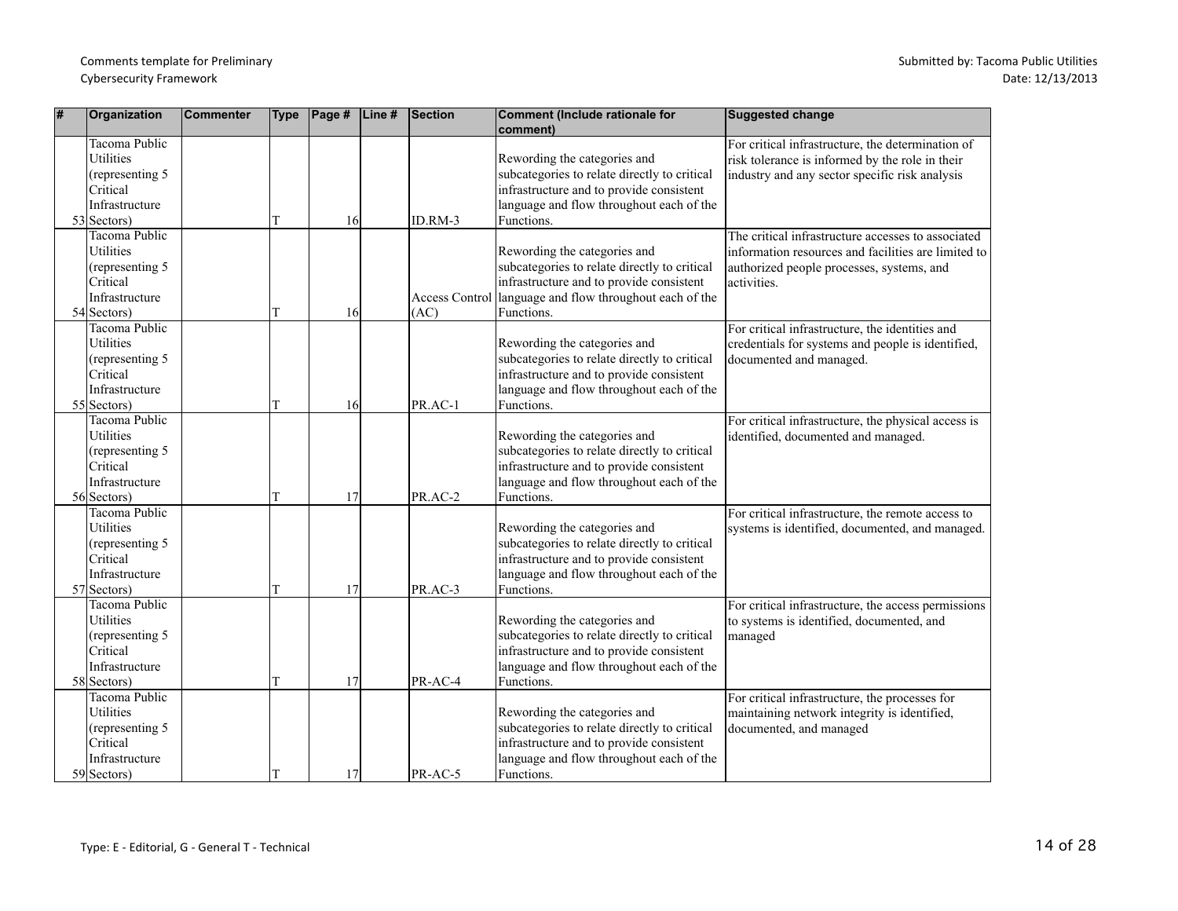| # | Organization | Commenter | Type | Page # | Line # | Section | Comment (Include rationale for comment) | Suggested change |
|---|---|---|---|---|---|---|---|---|
| 53 | Tacoma Public Utilities (representing 5 Critical Infrastructure Sectors) | | T | 16 | | ID.RM-3 | Rewording the categories and subcategories to relate directly to critical infrastructure and to provide consistent language and flow throughout each of the Functions. | For critical infrastructure, the determination of risk tolerance is informed by the role in their industry and any sector specific risk analysis |
| 54 | Tacoma Public Utilities (representing 5 Critical Infrastructure Sectors) | | T | 16 | | Access Control (AC) | Rewording the categories and subcategories to relate directly to critical infrastructure and to provide consistent language and flow throughout each of the Functions. | The critical infrastructure accesses to associated information resources and facilities are limited to authorized people processes, systems, and activities. |
| 55 | Tacoma Public Utilities (representing 5 Critical Infrastructure Sectors) | | T | 16 | | PR.AC-1 | Rewording the categories and subcategories to relate directly to critical infrastructure and to provide consistent language and flow throughout each of the Functions. | For critical infrastructure, the identities and credentials for systems and people is identified, documented and managed. |
| 56 | Tacoma Public Utilities (representing 5 Critical Infrastructure Sectors) | | T | 17 | | PR.AC-2 | Rewording the categories and subcategories to relate directly to critical infrastructure and to provide consistent language and flow throughout each of the Functions. | For critical infrastructure, the physical access is identified, documented and managed. |
| 57 | Tacoma Public Utilities (representing 5 Critical Infrastructure Sectors) | | T | 17 | | PR.AC-3 | Rewording the categories and subcategories to relate directly to critical infrastructure and to provide consistent language and flow throughout each of the Functions. | For critical infrastructure, the remote access to systems is identified, documented, and managed. |
| 58 | Tacoma Public Utilities (representing 5 Critical Infrastructure Sectors) | | T | 17 | | PR-AC-4 | Rewording the categories and subcategories to relate directly to critical infrastructure and to provide consistent language and flow throughout each of the Functions. | For critical infrastructure, the access permissions to systems is identified, documented, and managed |
| 59 | Tacoma Public Utilities (representing 5 Critical Infrastructure Sectors) | | T | 17 | | PR-AC-5 | Rewording the categories and subcategories to relate directly to critical infrastructure and to provide consistent language and flow throughout each of the Functions. | For critical infrastructure, the processes for maintaining network integrity is identified, documented, and managed |

Type: E - Editorial, G - General T - Technical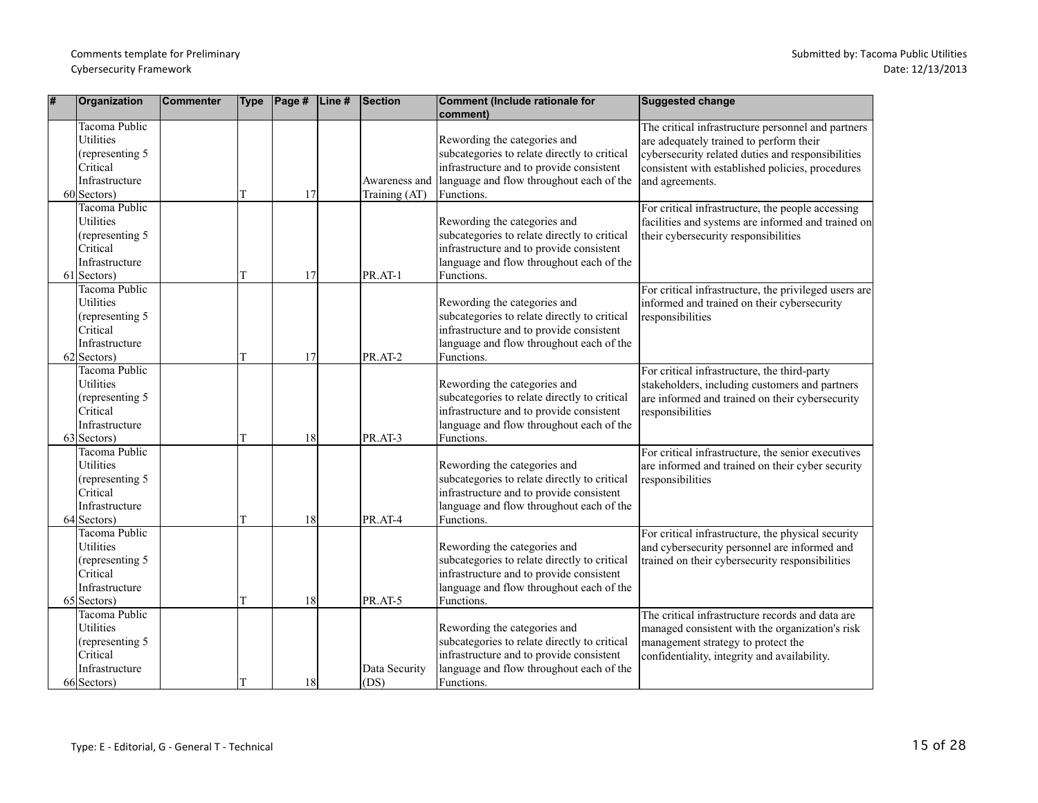Comments template for Preliminary Cybersecurity Framework

Submitted by: Tacoma Public Utilities
Date: 12/13/2013

| # | Organization | Commenter | Type | Page # | Line # | Section | Comment (Include rationale for comment) | Suggested change |
|---|---|---|---|---|---|---|---|---|
| 60 | Tacoma Public Utilities (representing 5 Critical Infrastructure Sectors) | | T | 17 | | Awareness and Training (AT) | Rewording the categories and subcategories to relate directly to critical infrastructure and to provide consistent language and flow throughout each of the Functions. | The critical infrastructure personnel and partners are adequately trained to perform their cybersecurity related duties and responsibilities consistent with established policies, procedures and agreements. |
| 61 | Tacoma Public Utilities (representing 5 Critical Infrastructure Sectors) | | T | 17 | | PR.AT-1 | Rewording the categories and subcategories to relate directly to critical infrastructure and to provide consistent language and flow throughout each of the Functions. | For critical infrastructure, the people accessing facilities and systems are informed and trained on their cybersecurity responsibilities |
| 62 | Tacoma Public Utilities (representing 5 Critical Infrastructure Sectors) | | T | 17 | | PR.AT-2 | Rewording the categories and subcategories to relate directly to critical infrastructure and to provide consistent language and flow throughout each of the Functions. | For critical infrastructure, the privileged users are informed and trained on their cybersecurity responsibilities |
| 63 | Tacoma Public Utilities (representing 5 Critical Infrastructure Sectors) | | T | 18 | | PR.AT-3 | Rewording the categories and subcategories to relate directly to critical infrastructure and to provide consistent language and flow throughout each of the Functions. | For critical infrastructure, the third-party stakeholders, including customers and partners are informed and trained on their cybersecurity responsibilities |
| 64 | Tacoma Public Utilities (representing 5 Critical Infrastructure Sectors) | | T | 18 | | PR.AT-4 | Rewording the categories and subcategories to relate directly to critical infrastructure and to provide consistent language and flow throughout each of the Functions. | For critical infrastructure, the senior executives are informed and trained on their cyber security responsibilities |
| 65 | Tacoma Public Utilities (representing 5 Critical Infrastructure Sectors) | | T | 18 | | PR.AT-5 | Rewording the categories and subcategories to relate directly to critical infrastructure and to provide consistent language and flow throughout each of the Functions. | For critical infrastructure, the physical security and cybersecurity personnel are informed and trained on their cybersecurity responsibilities |
| 66 | Tacoma Public Utilities (representing 5 Critical Infrastructure Sectors) | | T | 18 | | Data Security (DS) | Rewording the categories and subcategories to relate directly to critical infrastructure and to provide consistent language and flow throughout each of the Functions. | The critical infrastructure records and data are managed consistent with the organization's risk management strategy to protect the confidentiality, integrity and availability. |

Type: E - Editorial, G - General T - Technical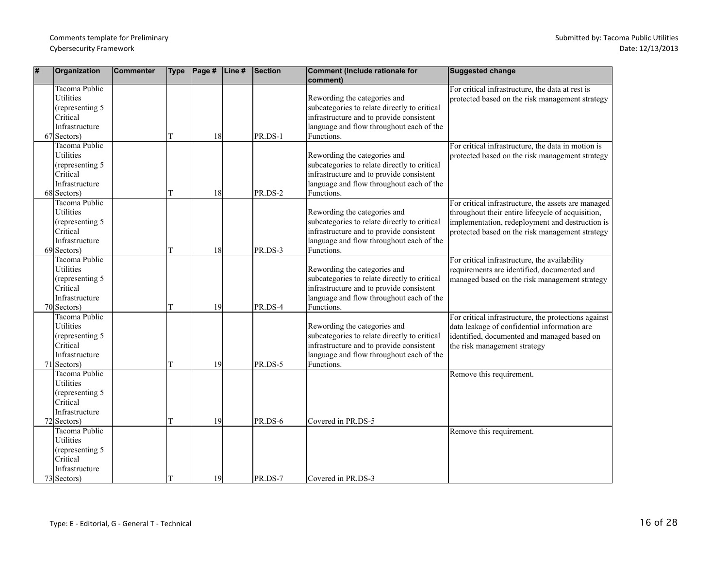| # | Organization | Commenter | Type | Page # | Line # | Section | Comment (Include rationale for comment) | Suggested change |
|---|---|---|---|---|---|---|---|---|
| 67 | Tacoma Public Utilities (representing 5 Critical Infrastructure Sectors) | | T | 18 | | PR.DS-1 | Rewording the categories and subcategories to relate directly to critical infrastructure and to provide consistent language and flow throughout each of the Functions. | For critical infrastructure, the data at rest is protected based on the risk management strategy |
| 68 | Tacoma Public Utilities (representing 5 Critical Infrastructure Sectors) | | T | 18 | | PR.DS-2 | Rewording the categories and subcategories to relate directly to critical infrastructure and to provide consistent language and flow throughout each of the Functions. | For critical infrastructure, the data in motion is protected based on the risk management strategy |
| 69 | Tacoma Public Utilities (representing 5 Critical Infrastructure Sectors) | | T | 18 | | PR.DS-3 | Rewording the categories and subcategories to relate directly to critical infrastructure and to provide consistent language and flow throughout each of the Functions. | For critical infrastructure, the assets are managed throughout their entire lifecycle of acquisition, implementation, redeployment and destruction is protected based on the risk management strategy |
| 70 | Tacoma Public Utilities (representing 5 Critical Infrastructure Sectors) | | T | 19 | | PR.DS-4 | Rewording the categories and subcategories to relate directly to critical infrastructure and to provide consistent language and flow throughout each of the Functions. | For critical infrastructure, the availability requirements are identified, documented and managed based on the risk management strategy |
| 71 | Tacoma Public Utilities (representing 5 Critical Infrastructure Sectors) | | T | 19 | | PR.DS-5 | Rewording the categories and subcategories to relate directly to critical infrastructure and to provide consistent language and flow throughout each of the Functions. | For critical infrastructure, the protections against data leakage of confidential information are identified, documented and managed based on the risk management strategy |
| 72 | Tacoma Public Utilities (representing 5 Critical Infrastructure Sectors) | | T | 19 | | PR.DS-6 | Covered in PR.DS-5 | Remove this requirement. |
| 73 | Tacoma Public Utilities (representing 5 Critical Infrastructure Sectors) | | T | 19 | | PR.DS-7 | Covered in PR.DS-3 | Remove this requirement. |

Type: E - Editorial, G - General T - Technical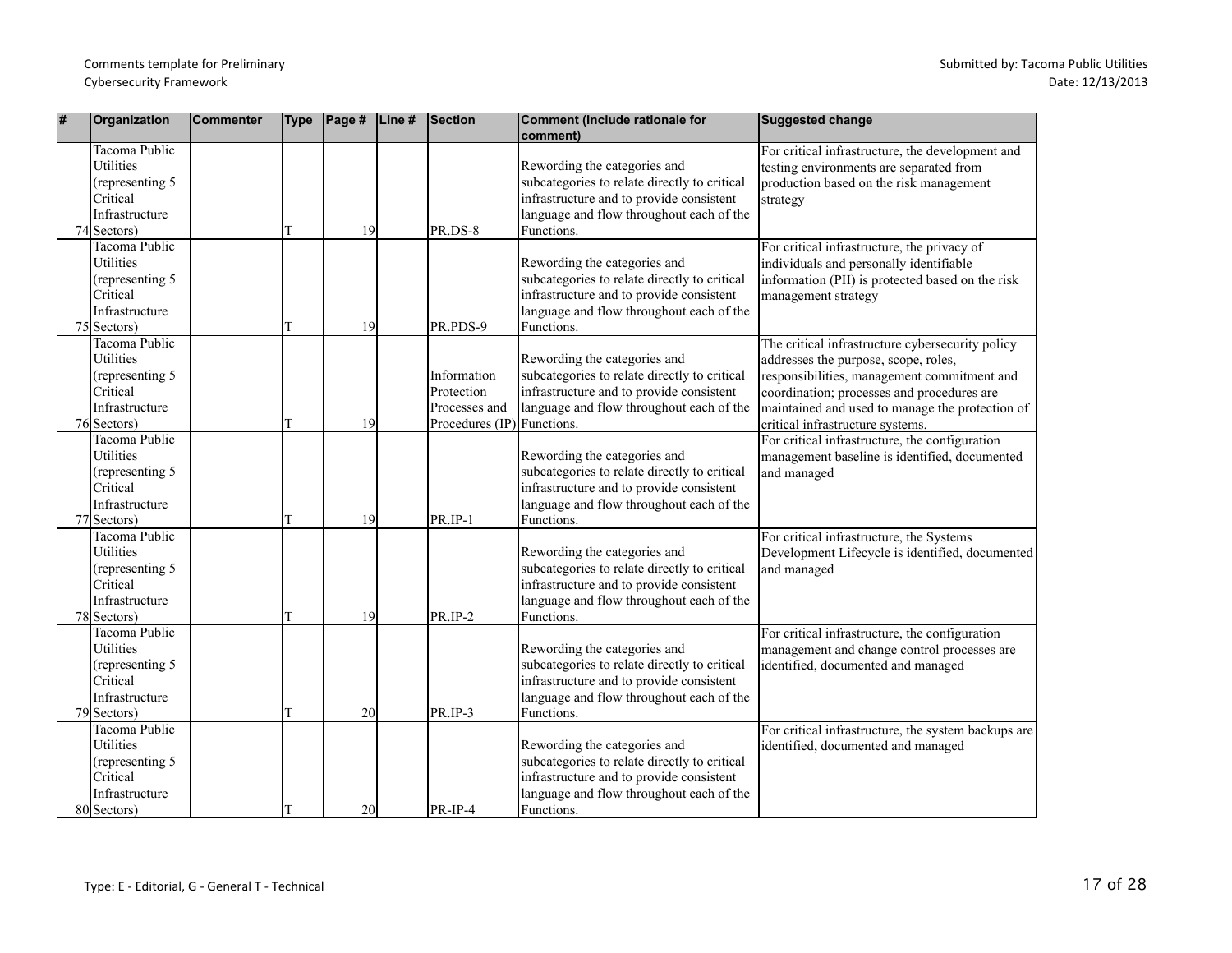| # | Organization | Commenter | Type | Page # | Line # | Section | Comment (Include rationale for comment) | Suggested change |
|---|---|---|---|---|---|---|---|---|
| 74 | Tacoma Public Utilities (representing 5 Critical Infrastructure Sectors) | | T | 19 | | PR.DS-8 | Rewording the categories and subcategories to relate directly to critical infrastructure and to provide consistent language and flow throughout each of the Functions. | For critical infrastructure, the development and testing environments are separated from production based on the risk management strategy |
| 75 | Tacoma Public Utilities (representing 5 Critical Infrastructure Sectors) | | T | 19 | | PR.PDS-9 | Rewording the categories and subcategories to relate directly to critical infrastructure and to provide consistent language and flow throughout each of the Functions. | For critical infrastructure, the privacy of individuals and personally identifiable information (PII) is protected based on the risk management strategy |
| 76 | Tacoma Public Utilities (representing 5 Critical Infrastructure Sectors) | | T | 19 | | Information Protection Processes and Procedures (IP) | Rewording the categories and subcategories to relate directly to critical infrastructure and to provide consistent language and flow throughout each of the Functions. | The critical infrastructure cybersecurity policy addresses the purpose, scope, roles, responsibilities, management commitment and coordination; processes and procedures are maintained and used to manage the protection of critical infrastructure systems. |
| 77 | Tacoma Public Utilities (representing 5 Critical Infrastructure Sectors) | | T | 19 | | PR.IP-1 | Rewording the categories and subcategories to relate directly to critical infrastructure and to provide consistent language and flow throughout each of the Functions. | For critical infrastructure, the configuration management baseline is identified, documented and managed |
| 78 | Tacoma Public Utilities (representing 5 Critical Infrastructure Sectors) | | T | 19 | | PR.IP-2 | Rewording the categories and subcategories to relate directly to critical infrastructure and to provide consistent language and flow throughout each of the Functions. | For critical infrastructure, the Systems Development Lifecycle is identified, documented and managed |
| 79 | Tacoma Public Utilities (representing 5 Critical Infrastructure Sectors) | | T | 20 | | PR.IP-3 | Rewording the categories and subcategories to relate directly to critical infrastructure and to provide consistent language and flow throughout each of the Functions. | For critical infrastructure, the configuration management and change control processes are identified, documented and managed |
| 80 | Tacoma Public Utilities (representing 5 Critical Infrastructure Sectors) | | T | 20 | | PR-IP-4 | Rewording the categories and subcategories to relate directly to critical infrastructure and to provide consistent language and flow throughout each of the Functions. | For critical infrastructure, the system backups are identified, documented and managed |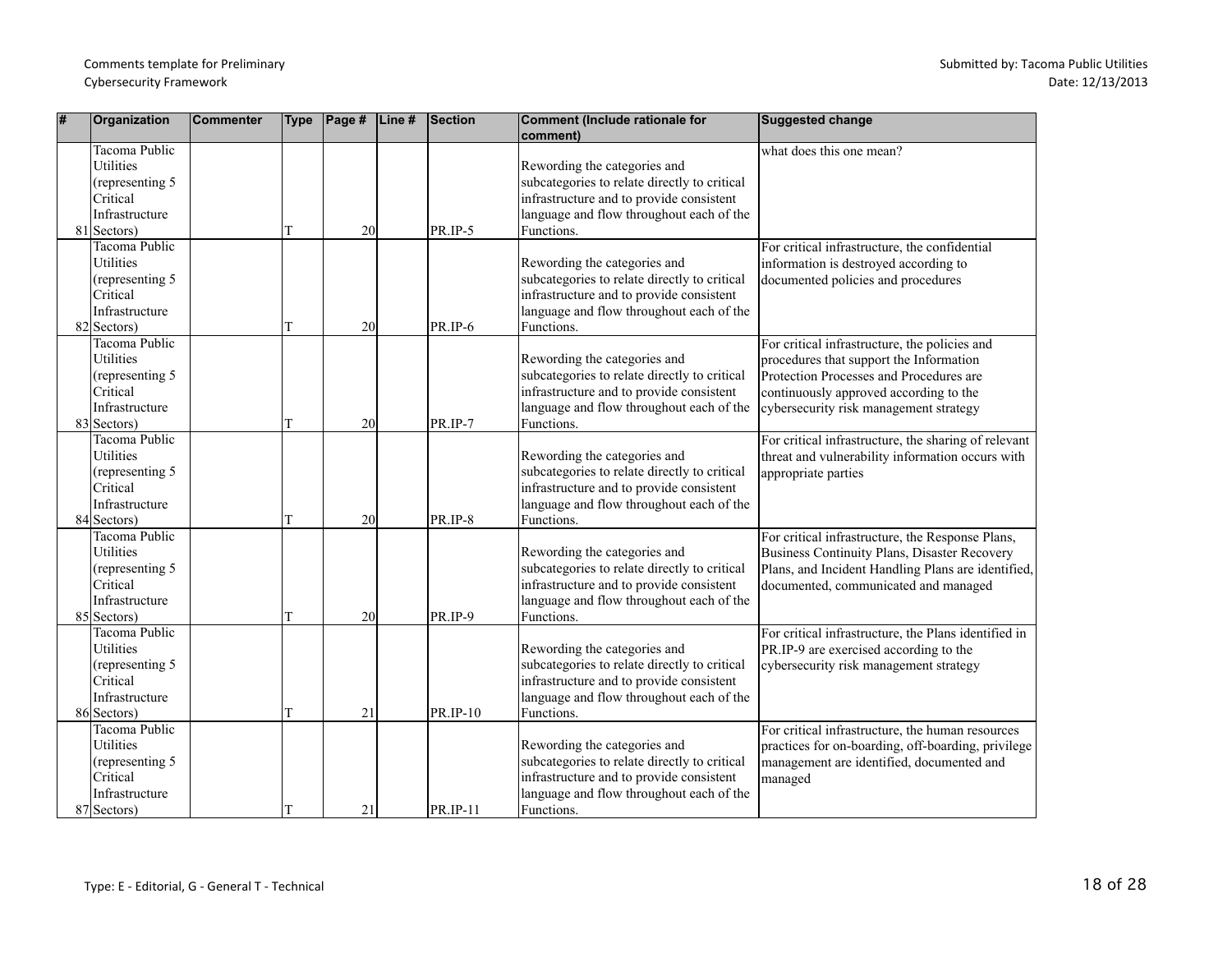Comments template for Preliminary Cybersecurity Framework

Submitted by: Tacoma Public Utilities
Date: 12/13/2013

| # | Organization | Commenter | Type | Page # | Line # | Section | Comment (Include rationale for comment) | Suggested change |
|---|---|---|---|---|---|---|---|---|
| 81 | Tacoma Public Utilities (representing 5 Critical Infrastructure Sectors) | | T | 20 | | PR.IP-5 | Rewording the categories and subcategories to relate directly to critical infrastructure and to provide consistent language and flow throughout each of the Functions. | what does this one mean? |
| 82 | Tacoma Public Utilities (representing 5 Critical Infrastructure Sectors) | | T | 20 | | PR.IP-6 | Rewording the categories and subcategories to relate directly to critical infrastructure and to provide consistent language and flow throughout each of the Functions. | For critical infrastructure, the confidential information is destroyed according to documented policies and procedures |
| 83 | Tacoma Public Utilities (representing 5 Critical Infrastructure Sectors) | | T | 20 | | PR.IP-7 | Rewording the categories and subcategories to relate directly to critical infrastructure and to provide consistent language and flow throughout each of the Functions. | For critical infrastructure, the policies and procedures that support the Information Protection Processes and Procedures are continuously approved according to the cybersecurity risk management strategy |
| 84 | Tacoma Public Utilities (representing 5 Critical Infrastructure Sectors) | | T | 20 | | PR.IP-8 | Rewording the categories and subcategories to relate directly to critical infrastructure and to provide consistent language and flow throughout each of the Functions. | For critical infrastructure, the sharing of relevant threat and vulnerability information occurs with appropriate parties |
| 85 | Tacoma Public Utilities (representing 5 Critical Infrastructure Sectors) | | T | 20 | | PR.IP-9 | Rewording the categories and subcategories to relate directly to critical infrastructure and to provide consistent language and flow throughout each of the Functions. | For critical infrastructure, the Response Plans, Business Continuity Plans, Disaster Recovery Plans, and Incident Handling Plans are identified, documented, communicated and managed |
| 86 | Tacoma Public Utilities (representing 5 Critical Infrastructure Sectors) | | T | 21 | | PR.IP-10 | Rewording the categories and subcategories to relate directly to critical infrastructure and to provide consistent language and flow throughout each of the Functions. | For critical infrastructure, the Plans identified in PR.IP-9 are exercised according to the cybersecurity risk management strategy |
| 87 | Tacoma Public Utilities (representing 5 Critical Infrastructure Sectors) | | T | 21 | | PR.IP-11 | Rewording the categories and subcategories to relate directly to critical infrastructure and to provide consistent language and flow throughout each of the Functions. | For critical infrastructure, the human resources practices for on-boarding, off-boarding, privilege management are identified, documented and managed |

Type: E - Editorial, G - General T - Technical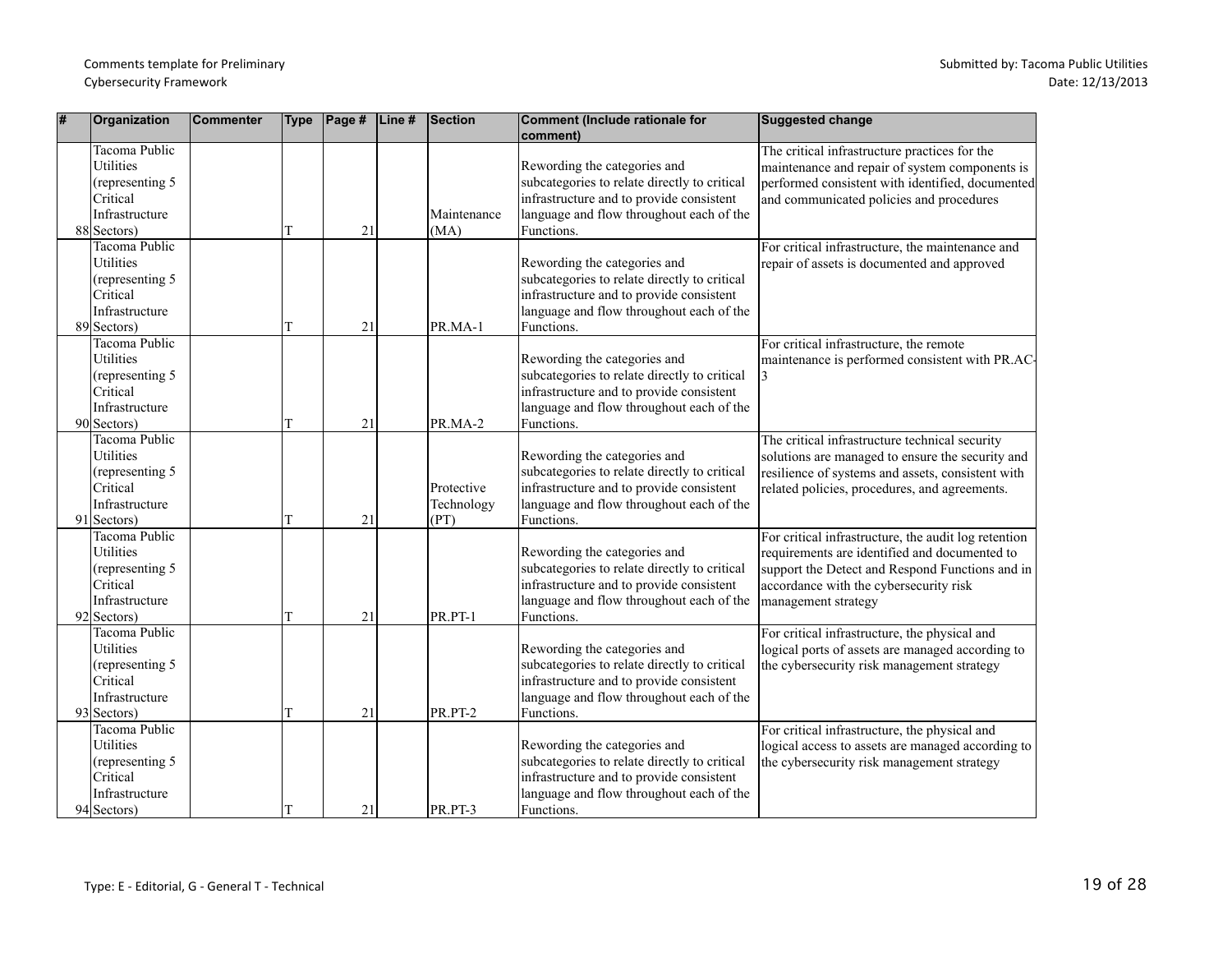Comments template for Preliminary Cybersecurity Framework

Submitted by: Tacoma Public Utilities
Date: 12/13/2013

| # | Organization | Commenter | Type | Page # | Line # | Section | Comment (Include rationale for comment) | Suggested change |
|---|---|---|---|---|---|---|---|---|
| 88 | Tacoma Public Utilities (representing 5 Critical Infrastructure Sectors) | | T | 21 | | Maintenance (MA) | Rewording the categories and subcategories to relate directly to critical infrastructure and to provide consistent language and flow throughout each of the Functions. | The critical infrastructure practices for the maintenance and repair of system components is performed consistent with identified, documented and communicated policies and procedures |
| 89 | Tacoma Public Utilities (representing 5 Critical Infrastructure Sectors) | | T | 21 | | PR.MA-1 | Rewording the categories and subcategories to relate directly to critical infrastructure and to provide consistent language and flow throughout each of the Functions. | For critical infrastructure, the maintenance and repair of assets is documented and approved |
| 90 | Tacoma Public Utilities (representing 5 Critical Infrastructure Sectors) | | T | 21 | | PR.MA-2 | Rewording the categories and subcategories to relate directly to critical infrastructure and to provide consistent language and flow throughout each of the Functions. | For critical infrastructure, the remote maintenance is performed consistent with PR.AC-3 |
| 91 | Tacoma Public Utilities (representing 5 Critical Infrastructure Sectors) | | T | 21 | | Protective Technology (PT) | Rewording the categories and subcategories to relate directly to critical infrastructure and to provide consistent language and flow throughout each of the Functions. | The critical infrastructure technical security solutions are managed to ensure the security and resilience of systems and assets, consistent with related policies, procedures, and agreements. |
| 92 | Tacoma Public Utilities (representing 5 Critical Infrastructure Sectors) | | T | 21 | | PR.PT-1 | Rewording the categories and subcategories to relate directly to critical infrastructure and to provide consistent language and flow throughout each of the Functions. | For critical infrastructure, the audit log retention requirements are identified and documented to support the Detect and Respond Functions and in accordance with the cybersecurity risk management strategy |
| 93 | Tacoma Public Utilities (representing 5 Critical Infrastructure Sectors) | | T | 21 | | PR.PT-2 | Rewording the categories and subcategories to relate directly to critical infrastructure and to provide consistent language and flow throughout each of the Functions. | For critical infrastructure, the physical and logical ports of assets are managed according to the cybersecurity risk management strategy |
| 94 | Tacoma Public Utilities (representing 5 Critical Infrastructure Sectors) | | T | 21 | | PR.PT-3 | Rewording the categories and subcategories to relate directly to critical infrastructure and to provide consistent language and flow throughout each of the Functions. | For critical infrastructure, the physical and logical access to assets are managed according to the cybersecurity risk management strategy |

Type: E - Editorial, G - General T - Technical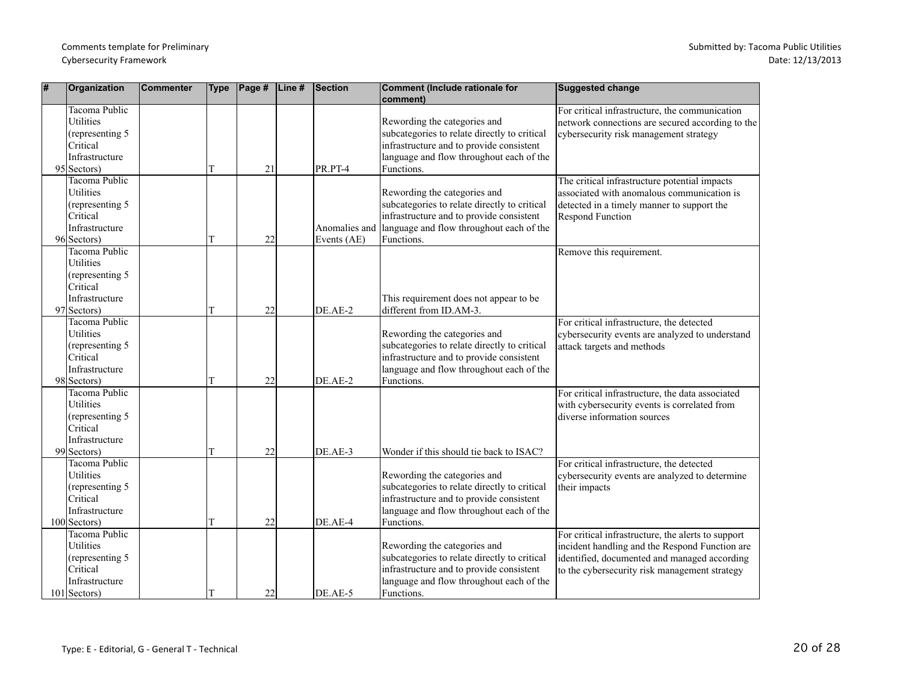| # | Organization | Commenter | Type | Page # | Line # | Section | Comment (Include rationale for comment) | Suggested change |
|---|---|---|---|---|---|---|---|---|
| 95 | Tacoma Public Utilities (representing 5 Critical Infrastructure Sectors) | | T | 21 | | PR.PT-4 | Rewording the categories and subcategories to relate directly to critical infrastructure and to provide consistent language and flow throughout each of the Functions. | For critical infrastructure, the communication network connections are secured according to the cybersecurity risk management strategy |
| 96 | Tacoma Public Utilities (representing 5 Critical Infrastructure Sectors) | | T | 22 | | Anomalies and Events (AE) | Rewording the categories and subcategories to relate directly to critical infrastructure and to provide consistent language and flow throughout each of the Functions. | The critical infrastructure potential impacts associated with anomalous communication is detected in a timely manner to support the Respond Function |
| 97 | Tacoma Public Utilities (representing 5 Critical Infrastructure Sectors) | | T | 22 | | DE.AE-2 | This requirement does not appear to be different from ID.AM-3. | Remove this requirement. |
| 98 | Tacoma Public Utilities (representing 5 Critical Infrastructure Sectors) | | T | 22 | | DE.AE-2 | Rewording the categories and subcategories to relate directly to critical infrastructure and to provide consistent language and flow throughout each of the Functions. | For critical infrastructure, the detected cybersecurity events are analyzed to understand attack targets and methods |
| 99 | Tacoma Public Utilities (representing 5 Critical Infrastructure Sectors) | | T | 22 | | DE.AE-3 | Wonder if this should tie back to ISAC? | For critical infrastructure, the data associated with cybersecurity events is correlated from diverse information sources |
| 100 | Tacoma Public Utilities (representing 5 Critical Infrastructure Sectors) | | T | 22 | | DE.AE-4 | Rewording the categories and subcategories to relate directly to critical infrastructure and to provide consistent language and flow throughout each of the Functions. | For critical infrastructure, the detected cybersecurity events are analyzed to determine their impacts |
| 101 | Tacoma Public Utilities (representing 5 Critical Infrastructure Sectors) | | T | 22 | | DE.AE-5 | Rewording the categories and subcategories to relate directly to critical infrastructure and to provide consistent language and flow throughout each of the Functions. | For critical infrastructure, the alerts to support incident handling and the Respond Function are identified, documented and managed according to the cybersecurity risk management strategy |

Type: E - Editorial, G - General T - Technical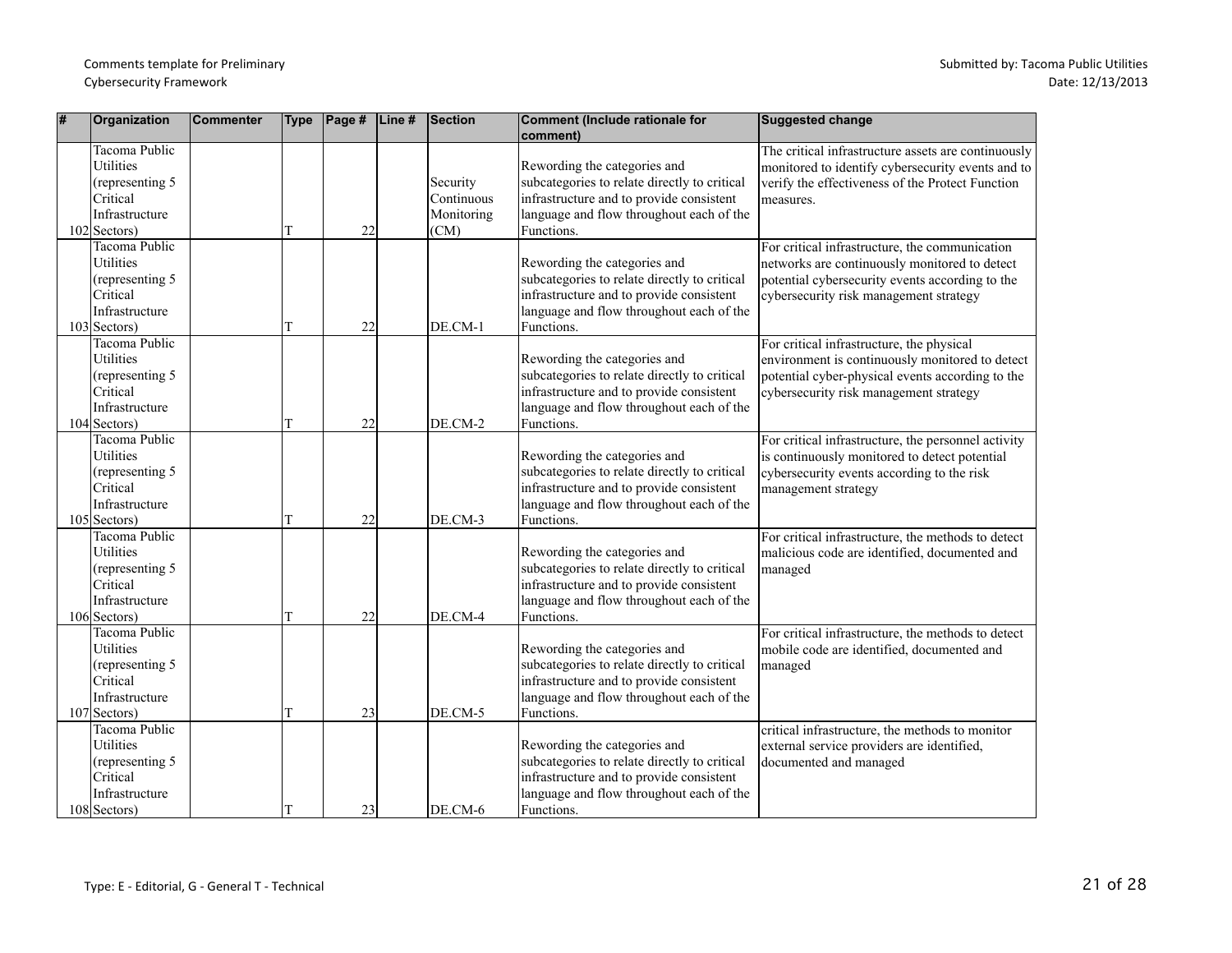| # | Organization | Commenter | Type | Page # | Line # | Section | Comment (Include rationale for comment) | Suggested change |
|---|---|---|---|---|---|---|---|---|
| 102 | Tacoma Public Utilities (representing 5 Critical Infrastructure Sectors) | | T | 22 | | Security Continuous Monitoring (CM) | Rewording the categories and subcategories to relate directly to critical infrastructure and to provide consistent language and flow throughout each of the Functions. | The critical infrastructure assets are continuously monitored to identify cybersecurity events and to verify the effectiveness of the Protect Function measures. |
| 103 | Tacoma Public Utilities (representing 5 Critical Infrastructure Sectors) | | T | 22 | | DE.CM-1 | Rewording the categories and subcategories to relate directly to critical infrastructure and to provide consistent language and flow throughout each of the Functions. | For critical infrastructure, the communication networks are continuously monitored to detect potential cybersecurity events according to the cybersecurity risk management strategy |
| 104 | Tacoma Public Utilities (representing 5 Critical Infrastructure Sectors) | | T | 22 | | DE.CM-2 | Rewording the categories and subcategories to relate directly to critical infrastructure and to provide consistent language and flow throughout each of the Functions. | For critical infrastructure, the physical environment is continuously monitored to detect potential cyber-physical events according to the cybersecurity risk management strategy |
| 105 | Tacoma Public Utilities (representing 5 Critical Infrastructure Sectors) | | T | 22 | | DE.CM-3 | Rewording the categories and subcategories to relate directly to critical infrastructure and to provide consistent language and flow throughout each of the Functions. | For critical infrastructure, the personnel activity is continuously monitored to detect potential cybersecurity events according to the risk management strategy |
| 106 | Tacoma Public Utilities (representing 5 Critical Infrastructure Sectors) | | T | 22 | | DE.CM-4 | Rewording the categories and subcategories to relate directly to critical infrastructure and to provide consistent language and flow throughout each of the Functions. | For critical infrastructure, the methods to detect malicious code are identified, documented and managed |
| 107 | Tacoma Public Utilities (representing 5 Critical Infrastructure Sectors) | | T | 23 | | DE.CM-5 | Rewording the categories and subcategories to relate directly to critical infrastructure and to provide consistent language and flow throughout each of the Functions. | For critical infrastructure, the methods to detect mobile code are identified, documented and managed |
| 108 | Tacoma Public Utilities (representing 5 Critical Infrastructure Sectors) | | T | 23 | | DE.CM-6 | Rewording the categories and subcategories to relate directly to critical infrastructure and to provide consistent language and flow throughout each of the Functions. | critical infrastructure, the methods to monitor external service providers are identified, documented and managed |

Type: E - Editorial, G - General T - Technical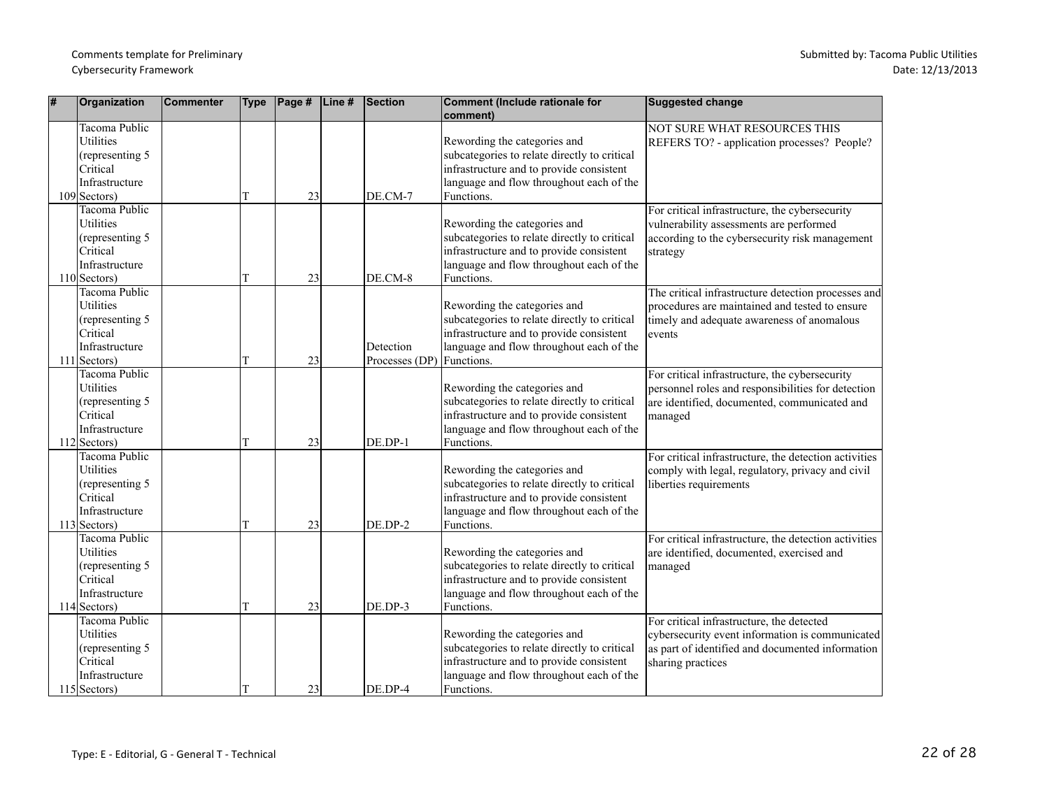Comments template for Preliminary Cybersecurity Framework

Submitted by: Tacoma Public Utilities
Date: 12/13/2013

| # | Organization | Commenter | Type | Page # | Line # | Section | Comment (Include rationale for comment) | Suggested change |
|---|---|---|---|---|---|---|---|---|
| 109 | Tacoma Public Utilities (representing 5 Critical Infrastructure Sectors) | | T | 23 | | DE.CM-7 | Rewording the categories and subcategories to relate directly to critical infrastructure and to provide consistent language and flow throughout each of the Functions. | NOT SURE WHAT RESOURCES THIS REFERS TO? - application processes? People? |
| 110 | Tacoma Public Utilities (representing 5 Critical Infrastructure Sectors) | | T | 23 | | DE.CM-8 | Rewording the categories and subcategories to relate directly to critical infrastructure and to provide consistent language and flow throughout each of the Functions. | For critical infrastructure, the cybersecurity vulnerability assessments are performed according to the cybersecurity risk management strategy |
| 111 | Tacoma Public Utilities (representing 5 Critical Infrastructure Sectors) | | T | 23 | | Detection Processes (DP) | Rewording the categories and subcategories to relate directly to critical infrastructure and to provide consistent language and flow throughout each of the Functions. | The critical infrastructure detection processes and procedures are maintained and tested to ensure timely and adequate awareness of anomalous events |
| 112 | Tacoma Public Utilities (representing 5 Critical Infrastructure Sectors) | | T | 23 | | DE.DP-1 | Rewording the categories and subcategories to relate directly to critical infrastructure and to provide consistent language and flow throughout each of the Functions. | For critical infrastructure, the cybersecurity personnel roles and responsibilities for detection are identified, documented, communicated and managed |
| 113 | Tacoma Public Utilities (representing 5 Critical Infrastructure Sectors) | | T | 23 | | DE.DP-2 | Rewording the categories and subcategories to relate directly to critical infrastructure and to provide consistent language and flow throughout each of the Functions. | For critical infrastructure, the detection activities comply with legal, regulatory, privacy and civil liberties requirements |
| 114 | Tacoma Public Utilities (representing 5 Critical Infrastructure Sectors) | | T | 23 | | DE.DP-3 | Rewording the categories and subcategories to relate directly to critical infrastructure and to provide consistent language and flow throughout each of the Functions. | For critical infrastructure, the detection activities are identified, documented, exercised and managed |
| 115 | Tacoma Public Utilities (representing 5 Critical Infrastructure Sectors) | | T | 23 | | DE.DP-4 | Rewording the categories and subcategories to relate directly to critical infrastructure and to provide consistent language and flow throughout each of the Functions. | For critical infrastructure, the detected cybersecurity event information is communicated as part of identified and documented information sharing practices |

Type: E - Editorial, G - General T - Technical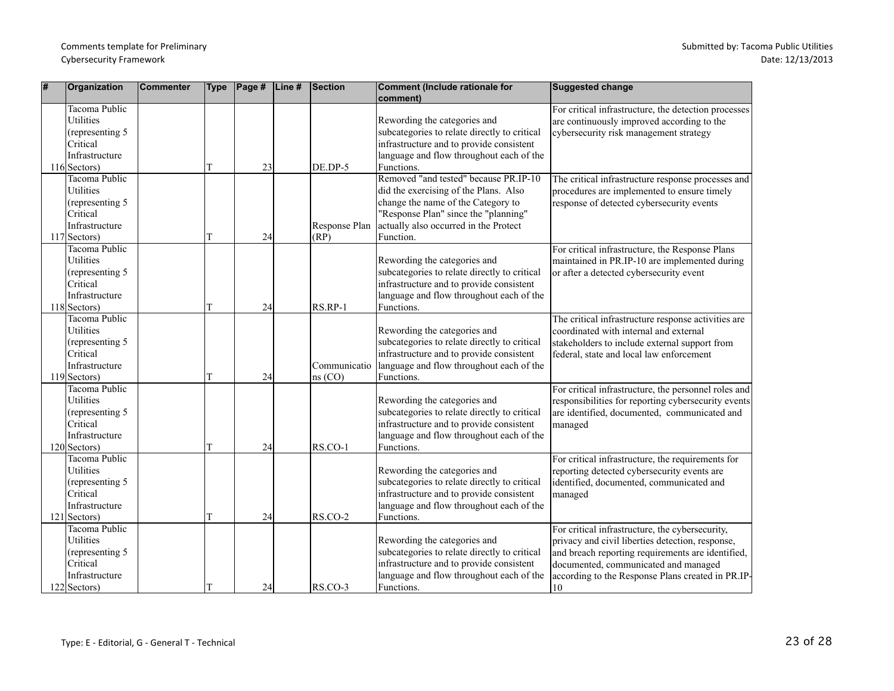Comments template for Preliminary Cybersecurity Framework

Submitted by: Tacoma Public Utilities
Date: 12/13/2013

| # | Organization | Commenter | Type | Page # | Line # | Section | Comment (Include rationale for comment) | Suggested change |
|---|---|---|---|---|---|---|---|---|
| 116 | Tacoma Public Utilities (representing 5 Critical Infrastructure Sectors) | | T | 23 | | DE.DP-5 | Rewording the categories and subcategories to relate directly to critical infrastructure and to provide consistent language and flow throughout each of the Functions. | For critical infrastructure, the detection processes are continuously improved according to the cybersecurity risk management strategy |
| 117 | Tacoma Public Utilities (representing 5 Critical Infrastructure Sectors) | | T | 24 | | Response Plan (RP) | Removed "and tested" because PR.IP-10 did the exercising of the Plans. Also change the name of the Category to "Response Plan" since the "planning" actually also occurred in the Protect Function. | The critical infrastructure response processes and procedures are implemented to ensure timely response of detected cybersecurity events |
| 118 | Tacoma Public Utilities (representing 5 Critical Infrastructure Sectors) | | T | 24 | | RS.RP-1 | Rewording the categories and subcategories to relate directly to critical infrastructure and to provide consistent language and flow throughout each of the Functions. | For critical infrastructure, the Response Plans maintained in PR.IP-10 are implemented during or after a detected cybersecurity event |
| 119 | Tacoma Public Utilities (representing 5 Critical Infrastructure Sectors) | | T | 24 | | Communications (CO) | Rewording the categories and subcategories to relate directly to critical infrastructure and to provide consistent language and flow throughout each of the Functions. | The critical infrastructure response activities are coordinated with internal and external stakeholders to include external support from federal, state and local law enforcement |
| 120 | Tacoma Public Utilities (representing 5 Critical Infrastructure Sectors) | | T | 24 | | RS.CO-1 | Rewording the categories and subcategories to relate directly to critical infrastructure and to provide consistent language and flow throughout each of the Functions. | For critical infrastructure, the personnel roles and responsibilities for reporting cybersecurity events are identified, documented, communicated and managed |
| 121 | Tacoma Public Utilities (representing 5 Critical Infrastructure Sectors) | | T | 24 | | RS.CO-2 | Rewording the categories and subcategories to relate directly to critical infrastructure and to provide consistent language and flow throughout each of the Functions. | For critical infrastructure, the requirements for reporting detected cybersecurity events are identified, documented, communicated and managed |
| 122 | Tacoma Public Utilities (representing 5 Critical Infrastructure Sectors) | | T | 24 | | RS.CO-3 | Rewording the categories and subcategories to relate directly to critical infrastructure and to provide consistent language and flow throughout each of the Functions. | For critical infrastructure, the cybersecurity, privacy and civil liberties detection, response, and breach reporting requirements are identified, documented, communicated and managed according to the Response Plans created in PR.IP-10 |

Type: E - Editorial, G - General T - Technical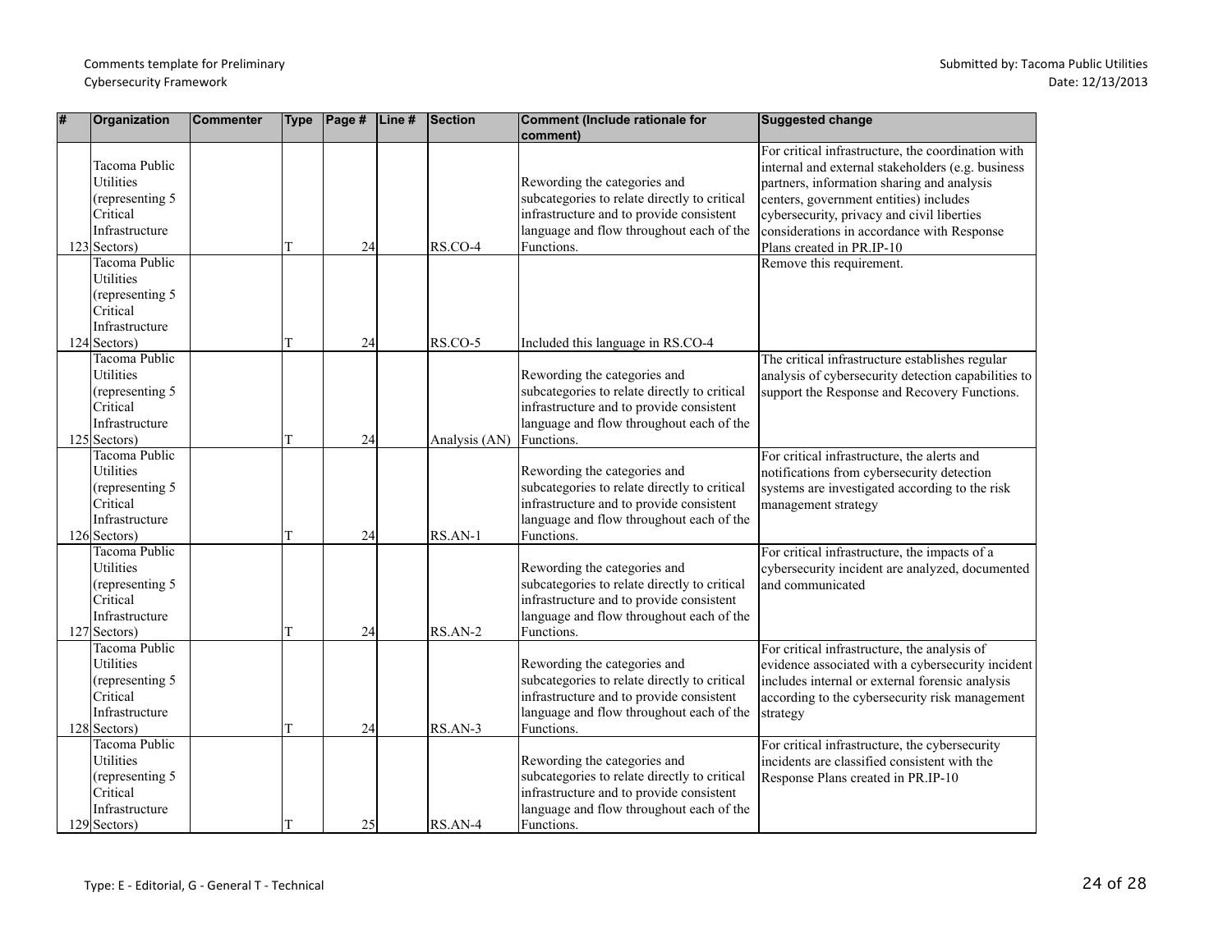| # | Organization | Commenter | Type | Page # | Line # | Section | Comment (Include rationale for comment) | Suggested change |
|---|---|---|---|---|---|---|---|---|
| 123 | Tacoma Public Utilities (representing 5 Critical Infrastructure Sectors) | | T | 24 | | RS.CO-4 | Rewording the categories and subcategories to relate directly to critical infrastructure and to provide consistent language and flow throughout each of the Functions. | For critical infrastructure, the coordination with internal and external stakeholders (e.g. business partners, information sharing and analysis centers, government entities) includes cybersecurity, privacy and civil liberties considerations in accordance with Response Plans created in PR.IP-10 |
| 124 | Tacoma Public Utilities (representing 5 Critical Infrastructure Sectors) | | T | 24 | | RS.CO-5 | Included this language in RS.CO-4 | Remove this requirement. |
| 125 | Tacoma Public Utilities (representing 5 Critical Infrastructure Sectors) | | T | 24 | | Analysis (AN) | Rewording the categories and subcategories to relate directly to critical infrastructure and to provide consistent language and flow throughout each of the Functions. | The critical infrastructure establishes regular analysis of cybersecurity detection capabilities to support the Response and Recovery Functions. |
| 126 | Tacoma Public Utilities (representing 5 Critical Infrastructure Sectors) | | T | 24 | | RS.AN-1 | Rewording the categories and subcategories to relate directly to critical infrastructure and to provide consistent language and flow throughout each of the Functions. | For critical infrastructure, the alerts and notifications from cybersecurity detection systems are investigated according to the risk management strategy |
| 127 | Tacoma Public Utilities (representing 5 Critical Infrastructure Sectors) | | T | 24 | | RS.AN-2 | Rewording the categories and subcategories to relate directly to critical infrastructure and to provide consistent language and flow throughout each of the Functions. | For critical infrastructure, the impacts of a cybersecurity incident are analyzed, documented and communicated |
| 128 | Tacoma Public Utilities (representing 5 Critical Infrastructure Sectors) | | T | 24 | | RS.AN-3 | Rewording the categories and subcategories to relate directly to critical infrastructure and to provide consistent language and flow throughout each of the Functions. | For critical infrastructure, the analysis of evidence associated with a cybersecurity incident includes internal or external forensic analysis according to the cybersecurity risk management strategy |
| 129 | Tacoma Public Utilities (representing 5 Critical Infrastructure Sectors) | | T | 25 | | RS.AN-4 | Rewording the categories and subcategories to relate directly to critical infrastructure and to provide consistent language and flow throughout each of the Functions. | For critical infrastructure, the cybersecurity incidents are classified consistent with the Response Plans created in PR.IP-10 |

Type: E - Editorial, G - General T - Technical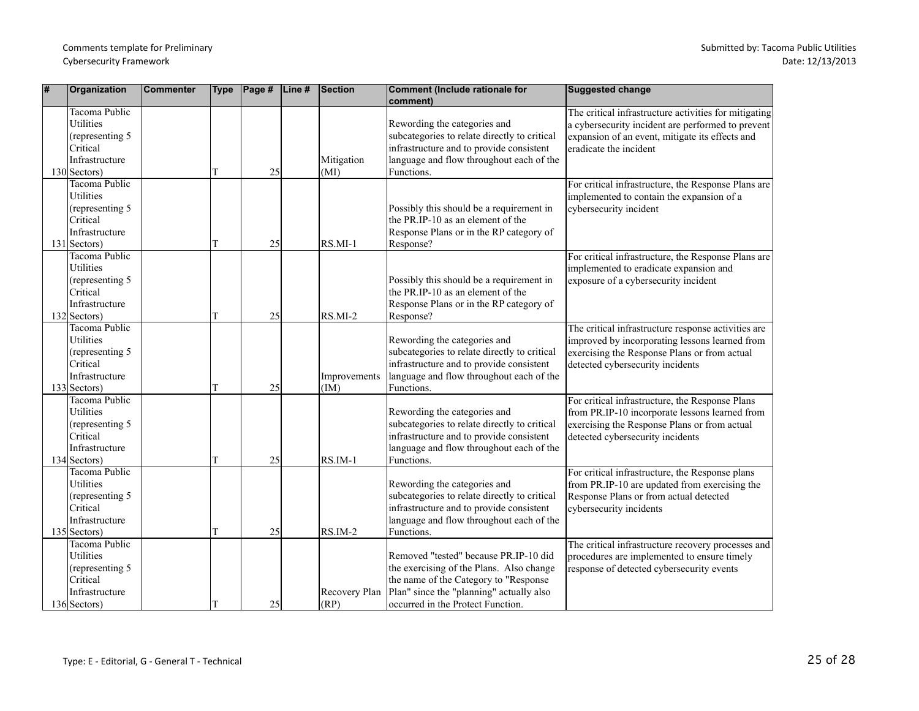| # | Organization | Commenter | Type | Page # | Line # | Section | Comment (Include rationale for comment) | Suggested change |
|---|---|---|---|---|---|---|---|---|
| 130 | Tacoma Public Utilities (representing 5 Critical Infrastructure Sectors) | | T | 25 | | Mitigation (MI) | Rewording the categories and subcategories to relate directly to critical infrastructure and to provide consistent language and flow throughout each of the Functions. | The critical infrastructure activities for mitigating a cybersecurity incident are performed to prevent expansion of an event, mitigate its effects and eradicate the incident |
| 131 | Tacoma Public Utilities (representing 5 Critical Infrastructure Sectors) | | T | 25 | | RS.MI-1 | Possibly this should be a requirement in the PR.IP-10 as an element of the Response Plans or in the RP category of Response? | For critical infrastructure, the Response Plans are implemented to contain the expansion of a cybersecurity incident |
| 132 | Tacoma Public Utilities (representing 5 Critical Infrastructure Sectors) | | T | 25 | | RS.MI-2 | Possibly this should be a requirement in the PR.IP-10 as an element of the Response Plans or in the RP category of Response? | For critical infrastructure, the Response Plans are implemented to eradicate expansion and exposure of a cybersecurity incident |
| 133 | Tacoma Public Utilities (representing 5 Critical Infrastructure Sectors) | | T | 25 | | Improvements (IM) | Rewording the categories and subcategories to relate directly to critical infrastructure and to provide consistent language and flow throughout each of the Functions. | The critical infrastructure response activities are improved by incorporating lessons learned from exercising the Response Plans or from actual detected cybersecurity incidents |
| 134 | Tacoma Public Utilities (representing 5 Critical Infrastructure Sectors) | | T | 25 | | RS.IM-1 | Rewording the categories and subcategories to relate directly to critical infrastructure and to provide consistent language and flow throughout each of the Functions. | For critical infrastructure, the Response Plans from PR.IP-10 incorporate lessons learned from exercising the Response Plans or from actual detected cybersecurity incidents |
| 135 | Tacoma Public Utilities (representing 5 Critical Infrastructure Sectors) | | T | 25 | | RS.IM-2 | Rewording the categories and subcategories to relate directly to critical infrastructure and to provide consistent language and flow throughout each of the Functions. | For critical infrastructure, the Response plans from PR.IP-10 are updated from exercising the Response Plans or from actual detected cybersecurity incidents |
| 136 | Tacoma Public Utilities (representing 5 Critical Infrastructure Sectors) | | T | 25 | | Recovery Plan (RP) | Removed "tested" because PR.IP-10 did the exercising of the Plans. Also change the name of the Category to "Response Plan" since the "planning" actually also occurred in the Protect Function. | The critical infrastructure recovery processes and procedures are implemented to ensure timely response of detected cybersecurity events |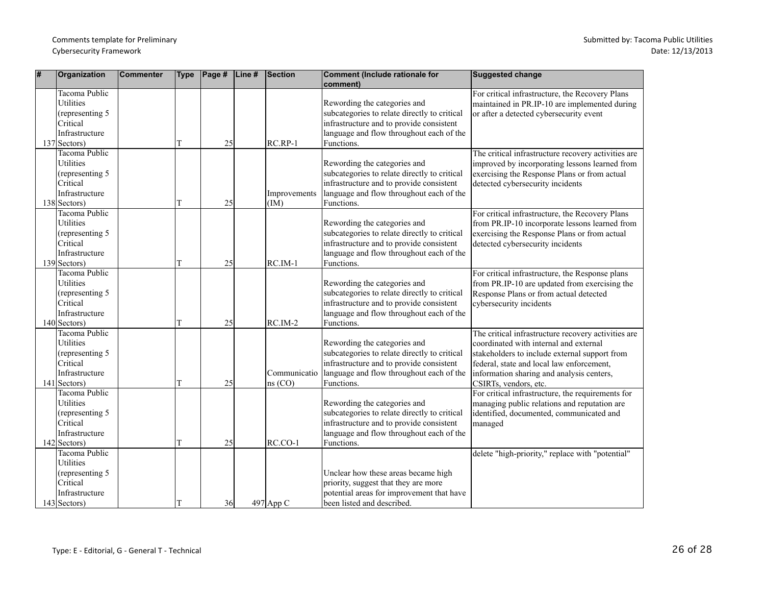| # | Organization | Commenter | Type | Page # | Line # | Section | Comment (Include rationale for comment) | Suggested change |
|---|---|---|---|---|---|---|---|---|
| 137 | Tacoma Public Utilities (representing 5 Critical Infrastructure Sectors) | | T | 25 | | RC.RP-1 | Rewording the categories and subcategories to relate directly to critical infrastructure and to provide consistent language and flow throughout each of the Functions. | For critical infrastructure, the Recovery Plans maintained in PR.IP-10 are implemented during or after a detected cybersecurity event |
| 138 | Tacoma Public Utilities (representing 5 Critical Infrastructure Sectors) | | T | 25 | | Improvements (IM) | Rewording the categories and subcategories to relate directly to critical infrastructure and to provide consistent language and flow throughout each of the Functions. | The critical infrastructure recovery activities are improved by incorporating lessons learned from exercising the Response Plans or from actual detected cybersecurity incidents |
| 139 | Tacoma Public Utilities (representing 5 Critical Infrastructure Sectors) | | T | 25 | | RC.IM-1 | Rewording the categories and subcategories to relate directly to critical infrastructure and to provide consistent language and flow throughout each of the Functions. | For critical infrastructure, the Recovery Plans from PR.IP-10 incorporate lessons learned from exercising the Response Plans or from actual detected cybersecurity incidents |
| 140 | Tacoma Public Utilities (representing 5 Critical Infrastructure Sectors) | | T | 25 | | RC.IM-2 | Rewording the categories and subcategories to relate directly to critical infrastructure and to provide consistent language and flow throughout each of the Functions. | For critical infrastructure, the Response plans from PR.IP-10 are updated from exercising the Response Plans or from actual detected cybersecurity incidents |
| 141 | Tacoma Public Utilities (representing 5 Critical Infrastructure Sectors) | | T | 25 | | Communications (CO) | Rewording the categories and subcategories to relate directly to critical infrastructure and to provide consistent language and flow throughout each of the Functions. | The critical infrastructure recovery activities are coordinated with internal and external stakeholders to include external support from federal, state and local law enforcement, information sharing and analysis centers, CSIRTs, vendors, etc. |
| 142 | Tacoma Public Utilities (representing 5 Critical Infrastructure Sectors) | | T | 25 | | RC.CO-1 | Rewording the categories and subcategories to relate directly to critical infrastructure and to provide consistent language and flow throughout each of the Functions. | For critical infrastructure, the requirements for managing public relations and reputation are identified, documented, communicated and managed |
| 143 | Tacoma Public Utilities (representing 5 Critical Infrastructure Sectors) | | T | 36 | 497 | App C | Unclear how these areas became high priority, suggest that they are more potential areas for improvement that have been listed and described. | delete "high-priority," replace with "potential" |

Type: E - Editorial, G - General T - Technical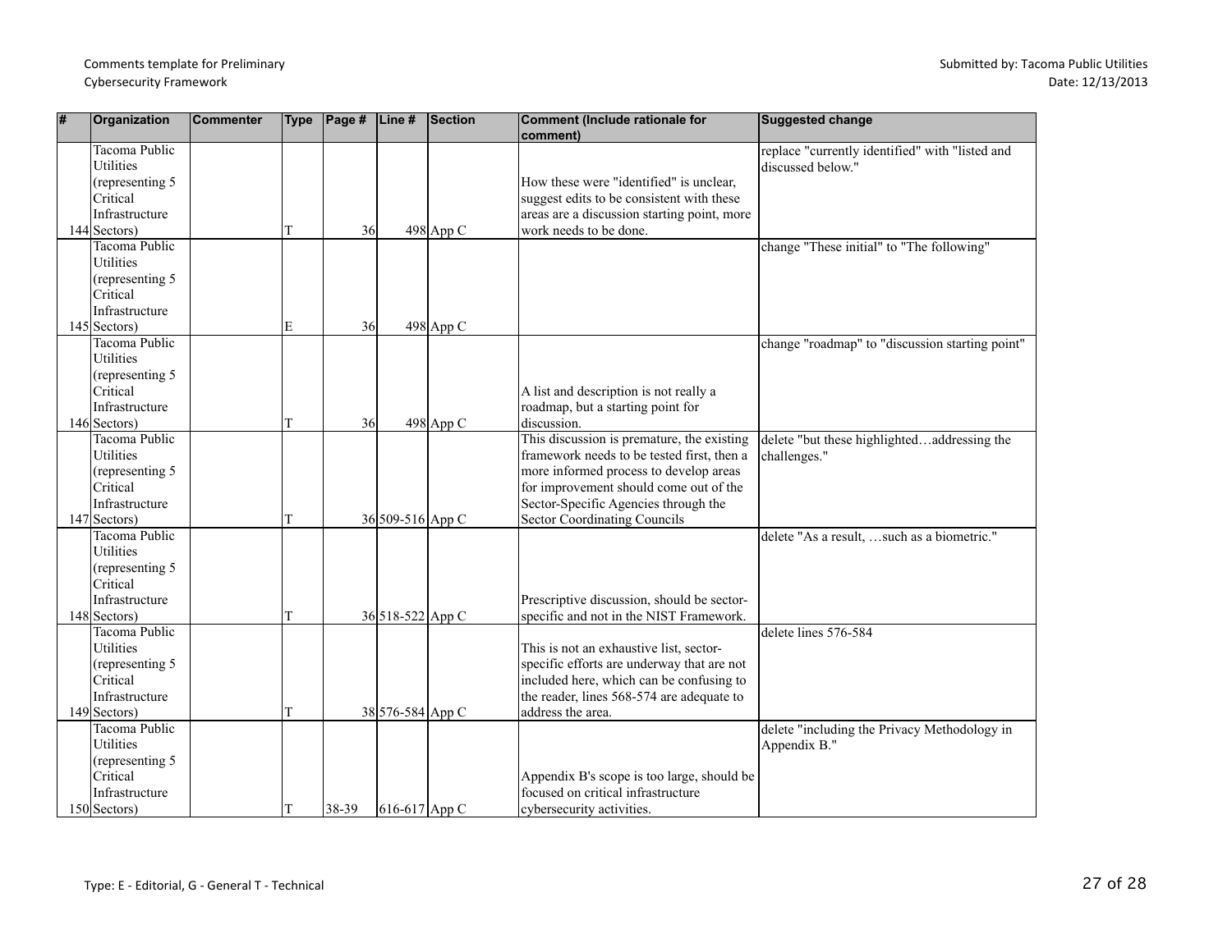| # | Organization | Commenter | Type | Page # | Line # | Section | Comment (Include rationale for comment) | Suggested change |
|---|---|---|---|---|---|---|---|---|
| 144 | Tacoma Public Utilities (representing 5 Critical Infrastructure Sectors) | | T | 36 | 498 | App C | How these were "identified" is unclear, suggest edits to be consistent with these areas are a discussion starting point, more work needs to be done. | replace "currently identified" with "listed and discussed below." |
| 145 | Tacoma Public Utilities (representing 5 Critical Infrastructure Sectors) | | E | 36 | 498 | App C | | change "These initial" to "The following" |
| 146 | Tacoma Public Utilities (representing 5 Critical Infrastructure Sectors) | | T | 36 | 498 | App C | A list and description is not really a roadmap, but a starting point for discussion. | change "roadmap" to "discussion starting point" |
| 147 | Tacoma Public Utilities (representing 5 Critical Infrastructure Sectors) | | T | 36 | 509-516 | App C | This discussion is premature, the existing framework needs to be tested first, then a more informed process to develop areas for improvement should come out of the Sector-Specific Agencies through the Sector Coordinating Councils | delete "but these highlighted…addressing the challenges." |
| 148 | Tacoma Public Utilities (representing 5 Critical Infrastructure Sectors) | | T | 36 | 518-522 | App C | Prescriptive discussion, should be sector-specific and not in the NIST Framework. | delete "As a result, …such as a biometric." |
| 149 | Tacoma Public Utilities (representing 5 Critical Infrastructure Sectors) | | T | 38 | 576-584 | App C | This is not an exhaustive list, sector-specific efforts are underway that are not included here, which can be confusing to the reader, lines 568-574 are adequate to address the area. | delete lines 576-584 |
| 150 | Tacoma Public Utilities (representing 5 Critical Infrastructure Sectors) | | T | 38-39 | 616-617 | App C | Appendix B's scope is too large, should be focused on critical infrastructure cybersecurity activities. | delete "including the Privacy Methodology in Appendix B." |

Type: E - Editorial, G - General T - Technical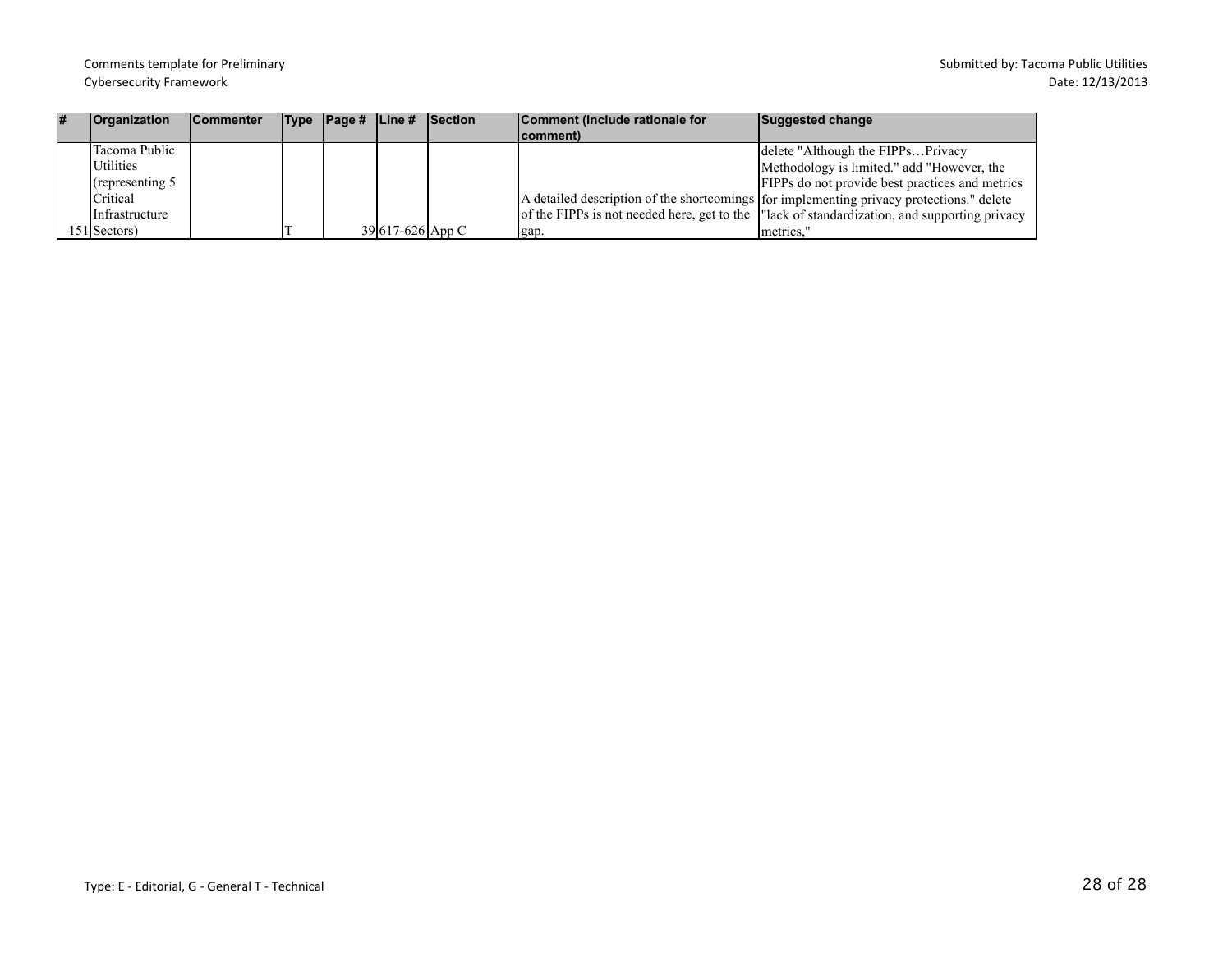Comments template for Preliminary Cybersecurity Framework

Submitted by: Tacoma Public Utilities
Date: 12/13/2013

| # | Organization | Commenter | Type | Page # | Line # | Section | Comment (Include rationale for comment) | Suggested change |
|---|---|---|---|---|---|---|---|---|
| 151 | Tacoma Public Utilities (representing 5 Critical Infrastructure Sectors) | | T | 39 | 617-626 | App C | A detailed description of the shortcomings of the FIPPs is not needed here, get to the gap. | delete "Although the FIPPs…Privacy Methodology is limited." add "However, the FIPPs do not provide best practices and metrics for implementing privacy protections." delete "lack of standardization, and supporting privacy metrics," |

Type: E - Editorial, G - General T - Technical